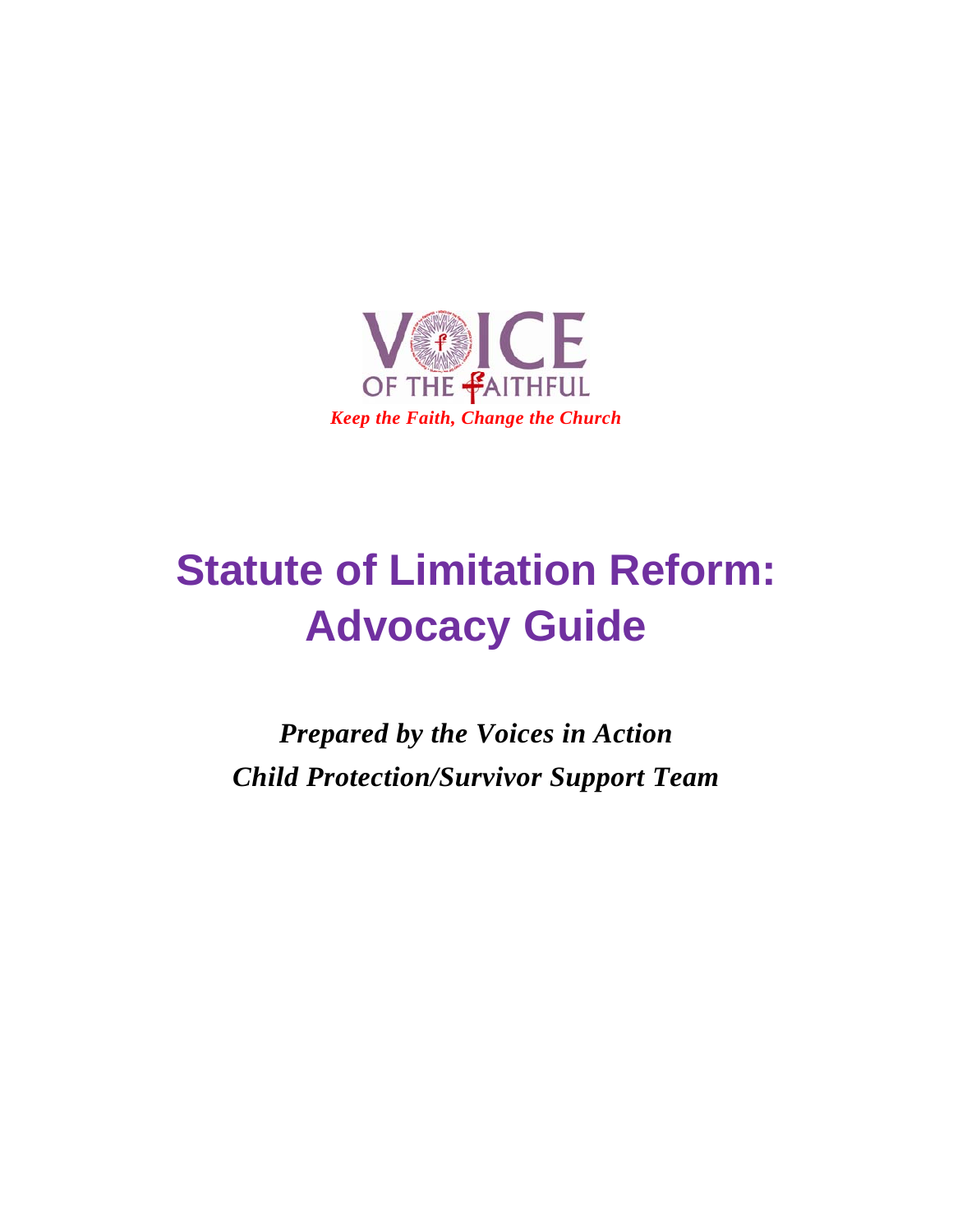VOICE OF THE FAITHFUL

*Keep the Faith, Change the Church*

# Statute of Limitation Reform: Advocacy Guide

***Prepared by the Voices in Action***

***Child Protection/Survivor Support Team***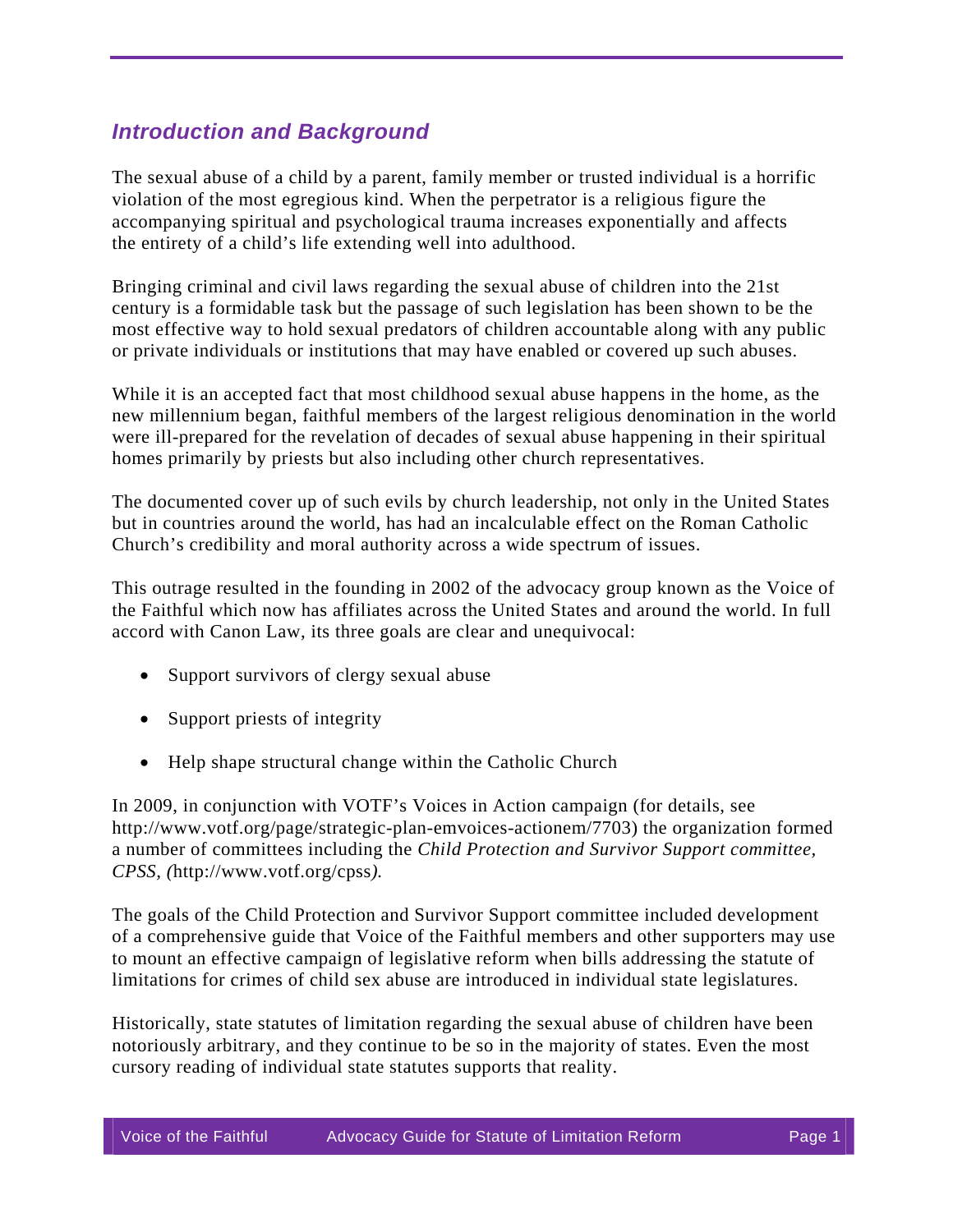## *Introduction and Background*

The sexual abuse of a child by a parent, family member or trusted individual is a horrific violation of the most egregious kind. When the perpetrator is a religious figure the accompanying spiritual and psychological trauma increases exponentially and affects the entirety of a child's life extending well into adulthood.

Bringing criminal and civil laws regarding the sexual abuse of children into the 21st century is a formidable task but the passage of such legislation has been shown to be the most effective way to hold sexual predators of children accountable along with any public or private individuals or institutions that may have enabled or covered up such abuses.

While it is an accepted fact that most childhood sexual abuse happens in the home, as the new millennium began, faithful members of the largest religious denomination in the world were ill-prepared for the revelation of decades of sexual abuse happening in their spiritual homes primarily by priests but also including other church representatives.

The documented cover up of such evils by church leadership, not only in the United States but in countries around the world, has had an incalculable effect on the Roman Catholic Church's credibility and moral authority across a wide spectrum of issues.

This outrage resulted in the founding in 2002 of the advocacy group known as the Voice of the Faithful which now has affiliates across the United States and around the world. In full accord with Canon Law, its three goals are clear and unequivocal:

- Support survivors of clergy sexual abuse
- Support priests of integrity
- Help shape structural change within the Catholic Church

In 2009, in conjunction with VOTF's Voices in Action campaign (for details, see http://www.votf.org/page/strategic-plan-emvoices-actionem/7703) the organization formed a number of committees including the *Child Protection and Survivor Support committee, CPSS, (*http://www.votf.org/cpss*).*

The goals of the Child Protection and Survivor Support committee included development of a comprehensive guide that Voice of the Faithful members and other supporters may use to mount an effective campaign of legislative reform when bills addressing the statute of limitations for crimes of child sex abuse are introduced in individual state legislatures.

Historically, state statutes of limitation regarding the sexual abuse of children have been notoriously arbitrary, and they continue to be so in the majority of states. Even the most cursory reading of individual state statutes supports that reality.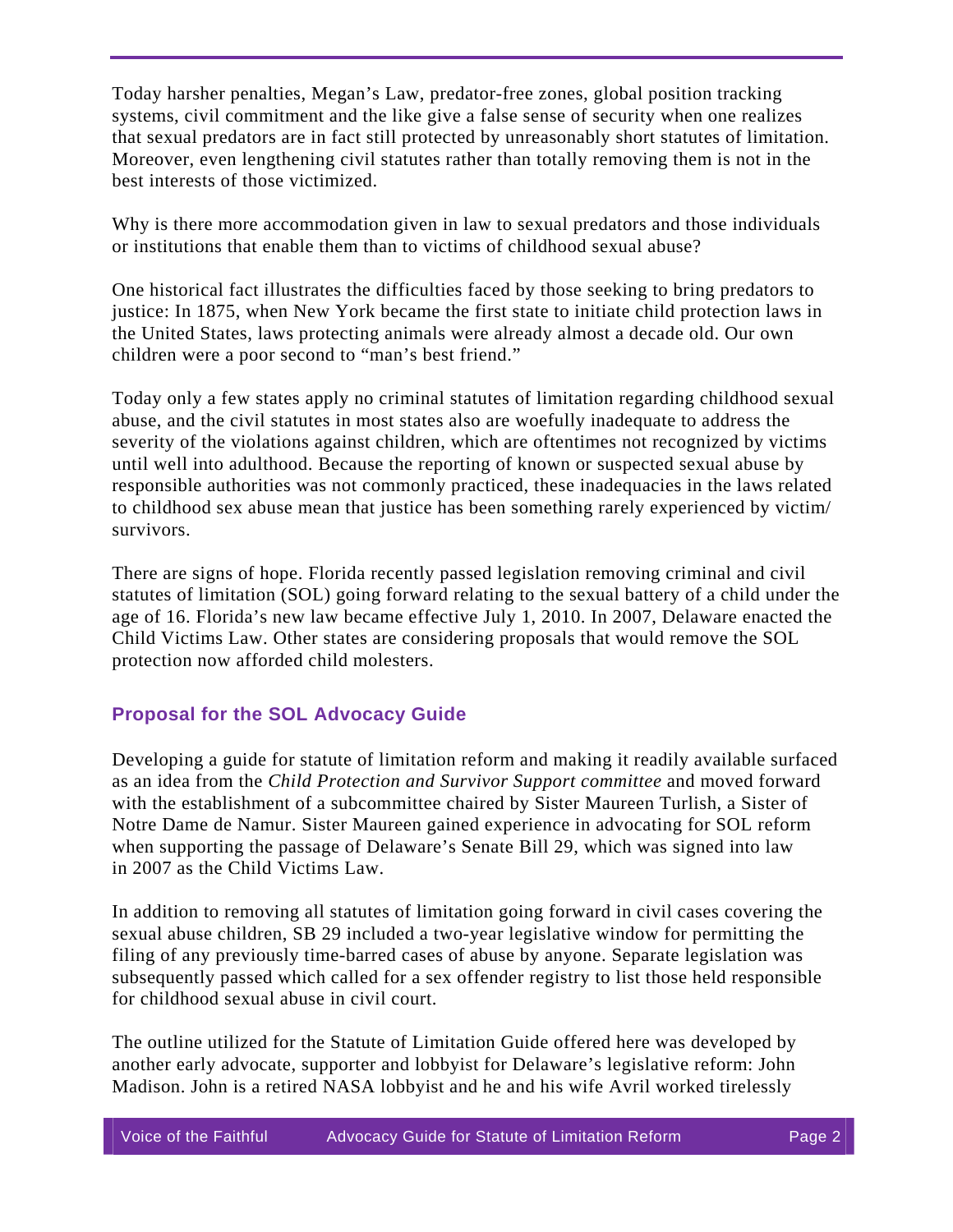Today harsher penalties, Megan's Law, predator-free zones, global position tracking systems, civil commitment and the like give a false sense of security when one realizes that sexual predators are in fact still protected by unreasonably short statutes of limitation. Moreover, even lengthening civil statutes rather than totally removing them is not in the best interests of those victimized.

Why is there more accommodation given in law to sexual predators and those individuals or institutions that enable them than to victims of childhood sexual abuse?

One historical fact illustrates the difficulties faced by those seeking to bring predators to justice: In 1875, when New York became the first state to initiate child protection laws in the United States, laws protecting animals were already almost a decade old. Our own children were a poor second to "man's best friend."

Today only a few states apply no criminal statutes of limitation regarding childhood sexual abuse, and the civil statutes in most states also are woefully inadequate to address the severity of the violations against children, which are oftentimes not recognized by victims until well into adulthood. Because the reporting of known or suspected sexual abuse by responsible authorities was not commonly practiced, these inadequacies in the laws related to childhood sex abuse mean that justice has been something rarely experienced by victim/survivors.

There are signs of hope. Florida recently passed legislation removing criminal and civil statutes of limitation (SOL) going forward relating to the sexual battery of a child under the age of 16. Florida's new law became effective July 1, 2010. In 2007, Delaware enacted the Child Victims Law. Other states are considering proposals that would remove the SOL protection now afforded child molesters.

## Proposal for the SOL Advocacy Guide

Developing a guide for statute of limitation reform and making it readily available surfaced as an idea from the *Child Protection and Survivor Support committee* and moved forward with the establishment of a subcommittee chaired by Sister Maureen Turlish, a Sister of Notre Dame de Namur. Sister Maureen gained experience in advocating for SOL reform when supporting the passage of Delaware's Senate Bill 29, which was signed into law in 2007 as the Child Victims Law.

In addition to removing all statutes of limitation going forward in civil cases covering the sexual abuse children, SB 29 included a two-year legislative window for permitting the filing of any previously time-barred cases of abuse by anyone. Separate legislation was subsequently passed which called for a sex offender registry to list those held responsible for childhood sexual abuse in civil court.

The outline utilized for the Statute of Limitation Guide offered here was developed by another early advocate, supporter and lobbyist for Delaware's legislative reform: John Madison. John is a retired NASA lobbyist and he and his wife Avril worked tirelessly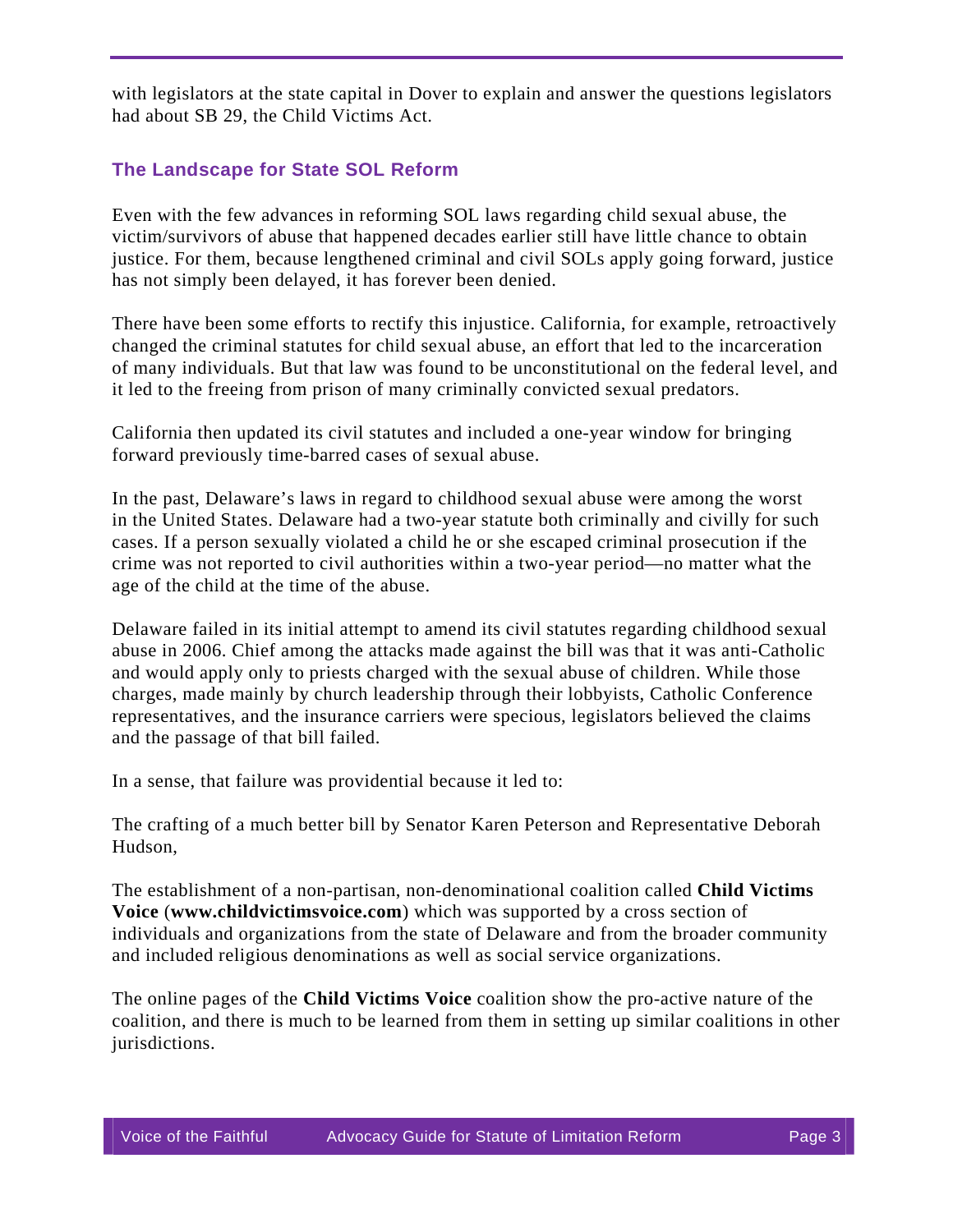with legislators at the state capital in Dover to explain and answer the questions legislators had about SB 29, the Child Victims Act.

## The Landscape for State SOL Reform

Even with the few advances in reforming SOL laws regarding child sexual abuse, the victim/survivors of abuse that happened decades earlier still have little chance to obtain justice. For them, because lengthened criminal and civil SOLs apply going forward, justice has not simply been delayed, it has forever been denied.

There have been some efforts to rectify this injustice. California, for example, retroactively changed the criminal statutes for child sexual abuse, an effort that led to the incarceration of many individuals. But that law was found to be unconstitutional on the federal level, and it led to the freeing from prison of many criminally convicted sexual predators.

California then updated its civil statutes and included a one-year window for bringing forward previously time-barred cases of sexual abuse.

In the past, Delaware's laws in regard to childhood sexual abuse were among the worst in the United States. Delaware had a two-year statute both criminally and civilly for such cases. If a person sexually violated a child he or she escaped criminal prosecution if the crime was not reported to civil authorities within a two-year period—no matter what the age of the child at the time of the abuse.

Delaware failed in its initial attempt to amend its civil statutes regarding childhood sexual abuse in 2006. Chief among the attacks made against the bill was that it was anti-Catholic and would apply only to priests charged with the sexual abuse of children. While those charges, made mainly by church leadership through their lobbyists, Catholic Conference representatives, and the insurance carriers were specious, legislators believed the claims and the passage of that bill failed.

In a sense, that failure was providential because it led to:

The crafting of a much better bill by Senator Karen Peterson and Representative Deborah Hudson,

The establishment of a non-partisan, non-denominational coalition called **Child Victims Voice** (**www.childvictimsvoice.com**) which was supported by a cross section of individuals and organizations from the state of Delaware and from the broader community and included religious denominations as well as social service organizations.

The online pages of the **Child Victims Voice** coalition show the pro-active nature of the coalition, and there is much to be learned from them in setting up similar coalitions in other jurisdictions.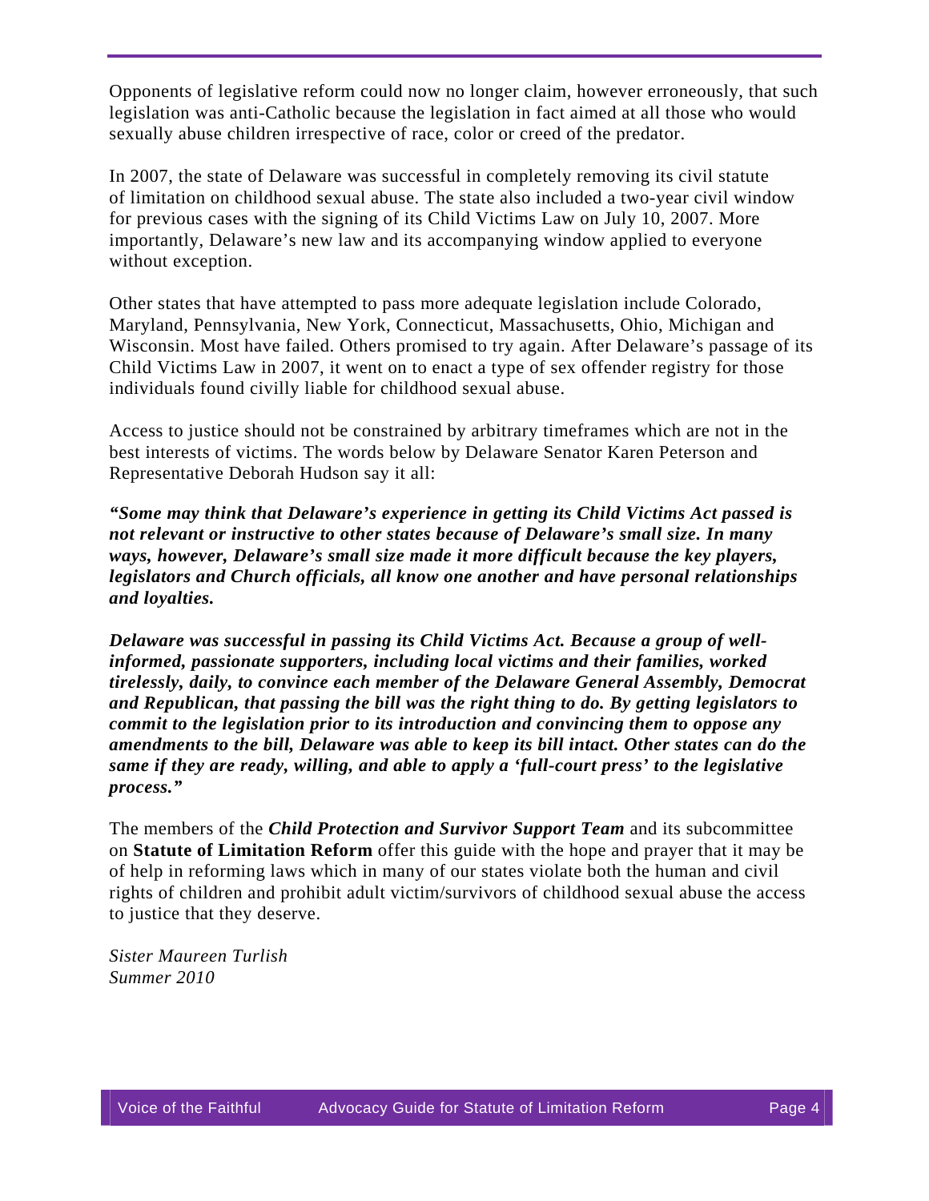Opponents of legislative reform could now no longer claim, however erroneously, that such legislation was anti-Catholic because the legislation in fact aimed at all those who would sexually abuse children irrespective of race, color or creed of the predator.

In 2007, the state of Delaware was successful in completely removing its civil statute of limitation on childhood sexual abuse. The state also included a two-year civil window for previous cases with the signing of its Child Victims Law on July 10, 2007. More importantly, Delaware's new law and its accompanying window applied to everyone without exception.

Other states that have attempted to pass more adequate legislation include Colorado, Maryland, Pennsylvania, New York, Connecticut, Massachusetts, Ohio, Michigan and Wisconsin. Most have failed. Others promised to try again. After Delaware's passage of its Child Victims Law in 2007, it went on to enact a type of sex offender registry for those individuals found civilly liable for childhood sexual abuse.

Access to justice should not be constrained by arbitrary timeframes which are not in the best interests of victims. The words below by Delaware Senator Karen Peterson and Representative Deborah Hudson say it all:

***"Some may think that Delaware's experience in getting its Child Victims Act passed is not relevant or instructive to other states because of Delaware's small size. In many ways, however, Delaware's small size made it more difficult because the key players, legislators and Church officials, all know one another and have personal relationships and loyalties.***

***Delaware was successful in passing its Child Victims Act. Because a group of well-informed, passionate supporters, including local victims and their families, worked tirelessly, daily, to convince each member of the Delaware General Assembly, Democrat and Republican, that passing the bill was the right thing to do. By getting legislators to commit to the legislation prior to its introduction and convincing them to oppose any amendments to the bill, Delaware was able to keep its bill intact. Other states can do the same if they are ready, willing, and able to apply a 'full-court press' to the legislative process."***

The members of the ***Child Protection and Survivor Support Team*** and its subcommittee on **Statute of Limitation Reform** offer this guide with the hope and prayer that it may be of help in reforming laws which in many of our states violate both the human and civil rights of children and prohibit adult victim/survivors of childhood sexual abuse the access to justice that they deserve.

*Sister Maureen Turlish*
*Summer 2010*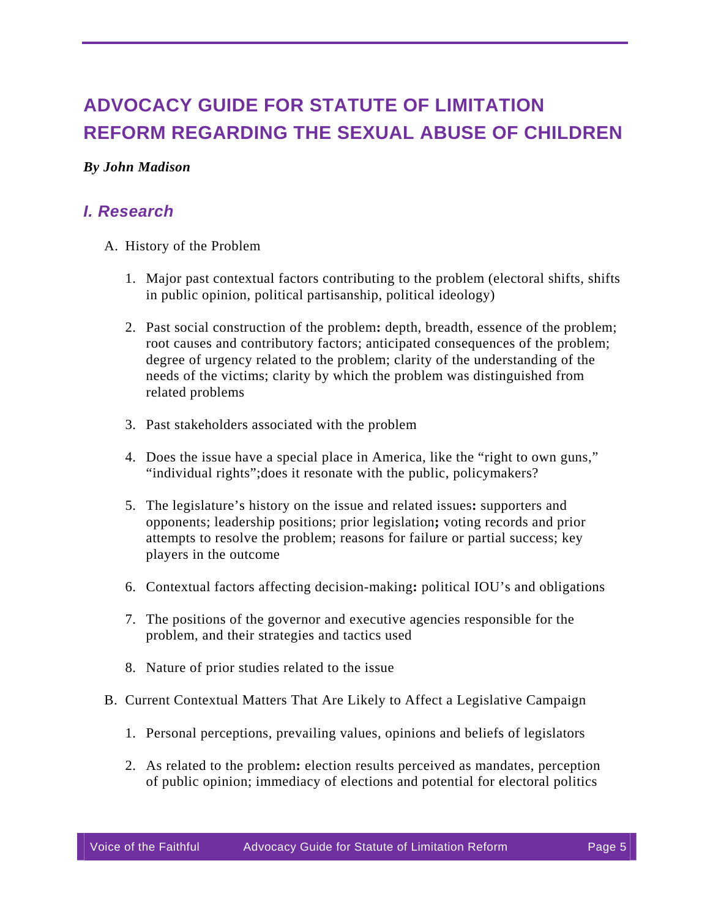# ADVOCACY GUIDE FOR STATUTE OF LIMITATION REFORM REGARDING THE SEXUAL ABUSE OF CHILDREN

***By John Madison***

## *I. Research*

A. History of the Problem

1. Major past contextual factors contributing to the problem (electoral shifts, shifts in public opinion, political partisanship, political ideology)

2. Past social construction of the problem**:** depth, breadth, essence of the problem; root causes and contributory factors; anticipated consequences of the problem; degree of urgency related to the problem; clarity of the understanding of the needs of the victims; clarity by which the problem was distinguished from related problems

3. Past stakeholders associated with the problem

4. Does the issue have a special place in America, like the "right to own guns," "individual rights";does it resonate with the public, policymakers?

5. The legislature's history on the issue and related issues**:** supporters and opponents; leadership positions; prior legislation**;** voting records and prior attempts to resolve the problem; reasons for failure or partial success; key players in the outcome

6. Contextual factors affecting decision-making**:** political IOU's and obligations

7. The positions of the governor and executive agencies responsible for the problem, and their strategies and tactics used

8. Nature of prior studies related to the issue

B. Current Contextual Matters That Are Likely to Affect a Legislative Campaign

1. Personal perceptions, prevailing values, opinions and beliefs of legislators

2. As related to the problem**:** election results perceived as mandates, perception of public opinion; immediacy of elections and potential for electoral politics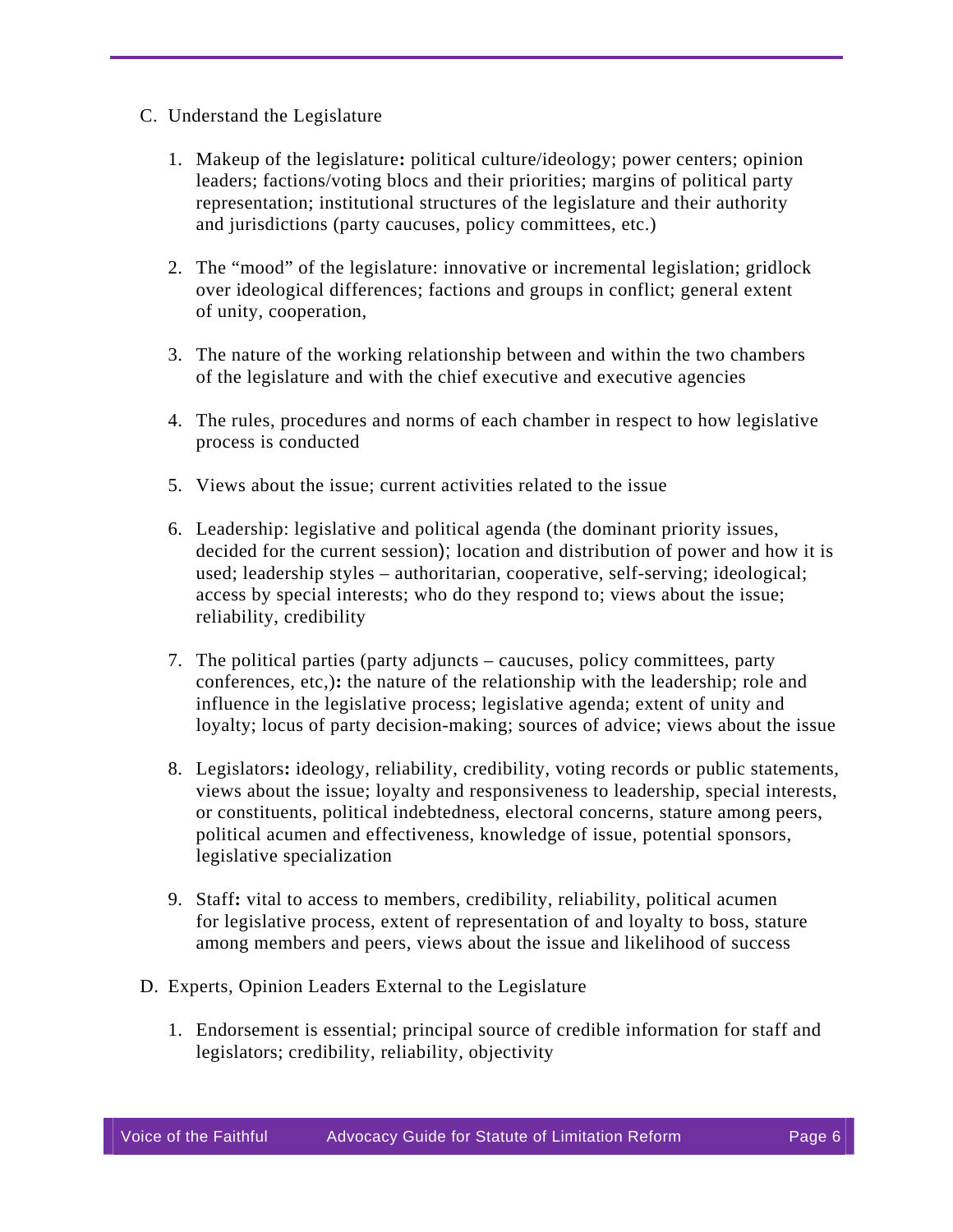C. Understand the Legislature

1. Makeup of the legislature**:** political culture/ideology; power centers; opinion leaders; factions/voting blocs and their priorities; margins of political party representation; institutional structures of the legislature and their authority and jurisdictions (party caucuses, policy committees, etc.)

2. The "mood" of the legislature: innovative or incremental legislation; gridlock over ideological differences; factions and groups in conflict; general extent of unity, cooperation,

3. The nature of the working relationship between and within the two chambers of the legislature and with the chief executive and executive agencies

4. The rules, procedures and norms of each chamber in respect to how legislative process is conducted

5. Views about the issue; current activities related to the issue

6. Leadership: legislative and political agenda (the dominant priority issues, decided for the current session); location and distribution of power and how it is used; leadership styles – authoritarian, cooperative, self-serving; ideological; access by special interests; who do they respond to; views about the issue; reliability, credibility

7. The political parties (party adjuncts – caucuses, policy committees, party conferences, etc,)**:** the nature of the relationship with the leadership; role and influence in the legislative process; legislative agenda; extent of unity and loyalty; locus of party decision-making; sources of advice; views about the issue

8. Legislators**:** ideology, reliability, credibility, voting records or public statements, views about the issue; loyalty and responsiveness to leadership, special interests, or constituents, political indebtedness, electoral concerns, stature among peers, political acumen and effectiveness, knowledge of issue, potential sponsors, legislative specialization

9. Staff**:** vital to access to members, credibility, reliability, political acumen for legislative process, extent of representation of and loyalty to boss, stature among members and peers, views about the issue and likelihood of success

D. Experts, Opinion Leaders External to the Legislature

1. Endorsement is essential; principal source of credible information for staff and legislators; credibility, reliability, objectivity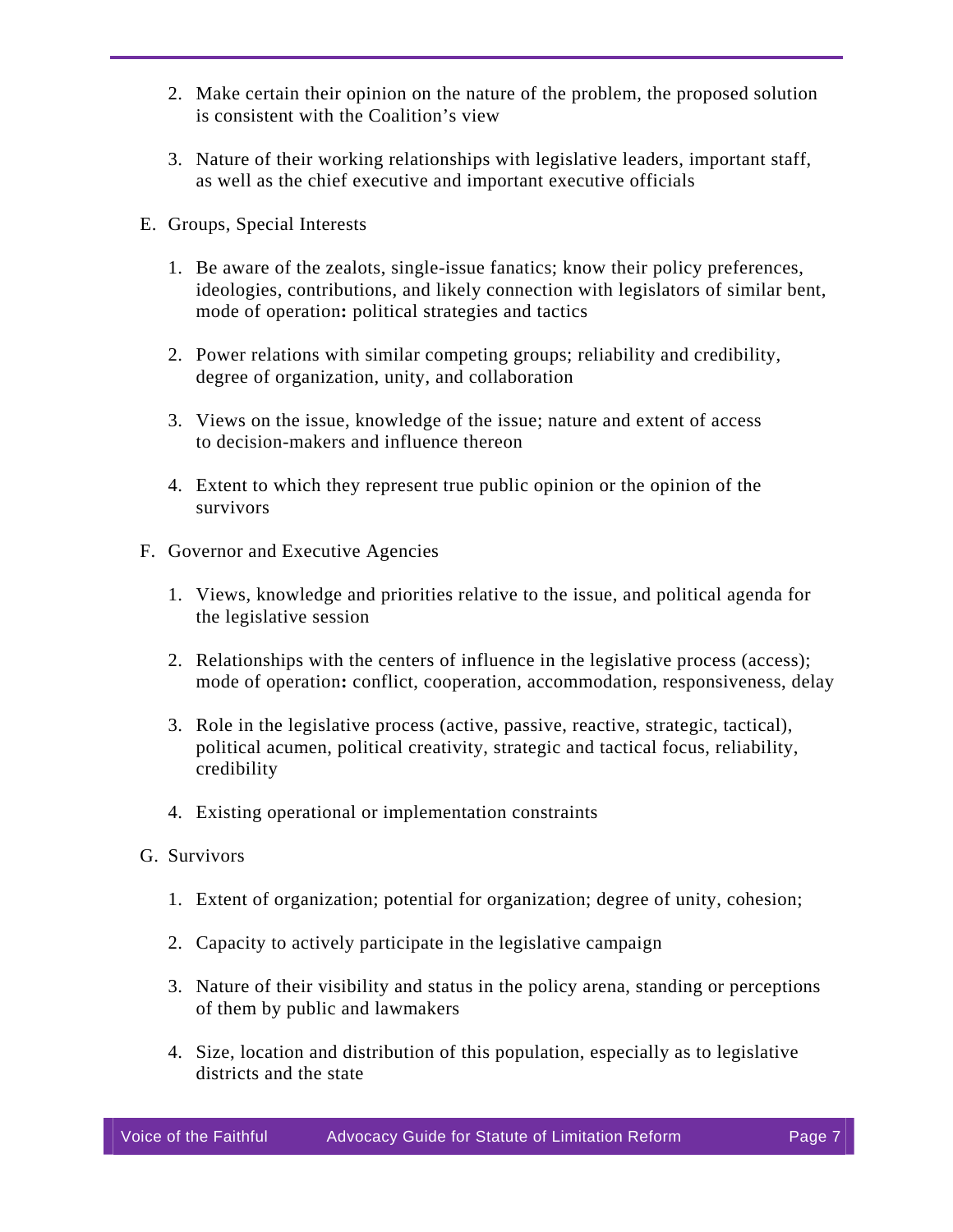2. Make certain their opinion on the nature of the problem, the proposed solution is consistent with the Coalition's view

3. Nature of their working relationships with legislative leaders, important staff, as well as the chief executive and important executive officials

E. Groups, Special Interests

1. Be aware of the zealots, single-issue fanatics; know their policy preferences, ideologies, contributions, and likely connection with legislators of similar bent, mode of operation**:** political strategies and tactics

2. Power relations with similar competing groups; reliability and credibility, degree of organization, unity, and collaboration

3. Views on the issue, knowledge of the issue; nature and extent of access to decision-makers and influence thereon

4. Extent to which they represent true public opinion or the opinion of the survivors

F. Governor and Executive Agencies

1. Views, knowledge and priorities relative to the issue, and political agenda for the legislative session

2. Relationships with the centers of influence in the legislative process (access); mode of operation**:** conflict, cooperation, accommodation, responsiveness, delay

3. Role in the legislative process (active, passive, reactive, strategic, tactical), political acumen, political creativity, strategic and tactical focus, reliability, credibility

4. Existing operational or implementation constraints

G. Survivors

1. Extent of organization; potential for organization; degree of unity, cohesion;

2. Capacity to actively participate in the legislative campaign

3. Nature of their visibility and status in the policy arena, standing or perceptions of them by public and lawmakers

4. Size, location and distribution of this population, especially as to legislative districts and the state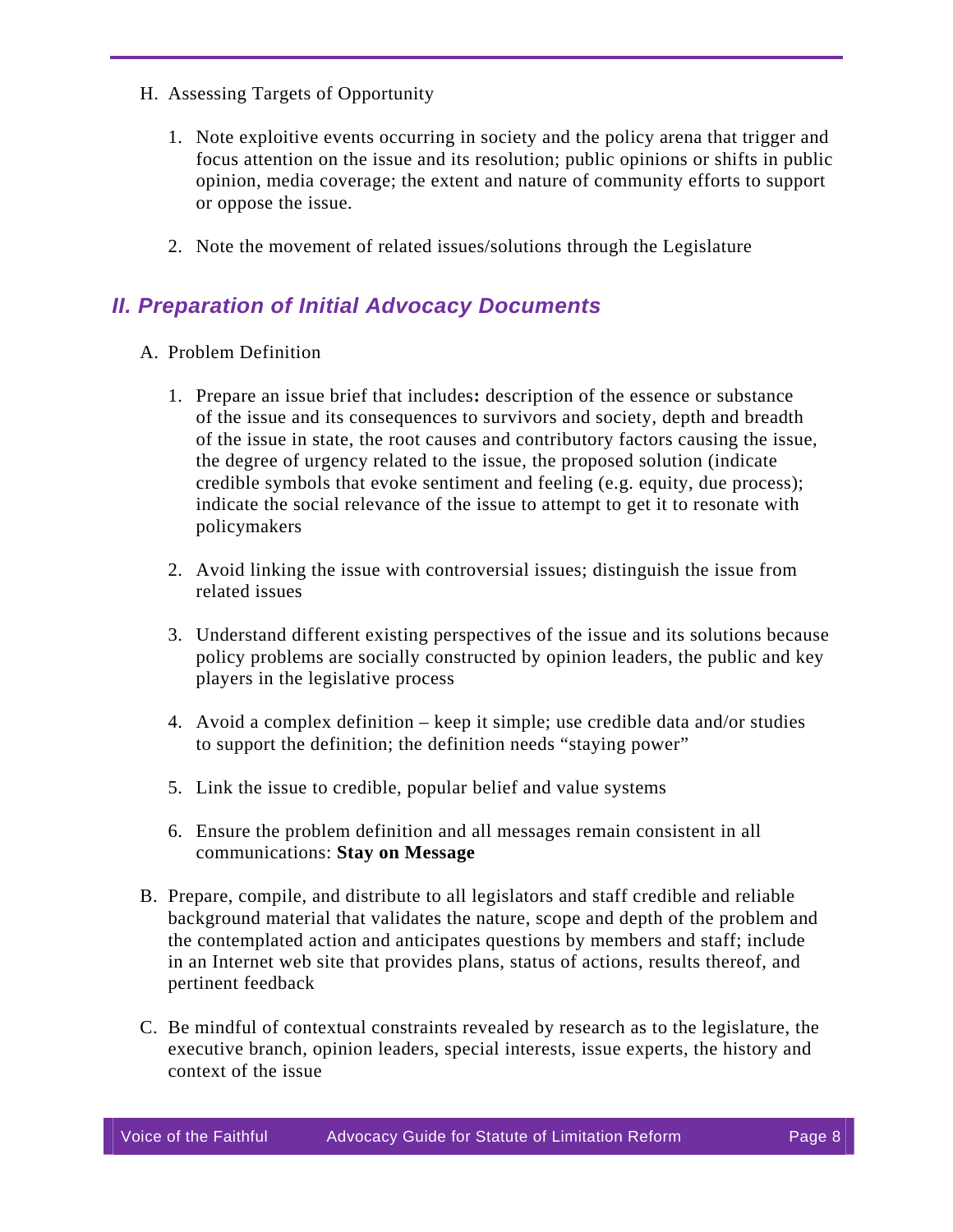H. Assessing Targets of Opportunity

1. Note exploitive events occurring in society and the policy arena that trigger and focus attention on the issue and its resolution; public opinions or shifts in public opinion, media coverage; the extent and nature of community efforts to support or oppose the issue.

2. Note the movement of related issues/solutions through the Legislature

## *II. Preparation of Initial Advocacy Documents*

A. Problem Definition

1. Prepare an issue brief that includes**:** description of the essence or substance of the issue and its consequences to survivors and society, depth and breadth of the issue in state, the root causes and contributory factors causing the issue, the degree of urgency related to the issue, the proposed solution (indicate credible symbols that evoke sentiment and feeling (e.g. equity, due process); indicate the social relevance of the issue to attempt to get it to resonate with policymakers

2. Avoid linking the issue with controversial issues; distinguish the issue from related issues

3. Understand different existing perspectives of the issue and its solutions because policy problems are socially constructed by opinion leaders, the public and key players in the legislative process

4. Avoid a complex definition – keep it simple; use credible data and/or studies to support the definition; the definition needs "staying power"

5. Link the issue to credible, popular belief and value systems

6. Ensure the problem definition and all messages remain consistent in all communications: **Stay on Message**

B. Prepare, compile, and distribute to all legislators and staff credible and reliable background material that validates the nature, scope and depth of the problem and the contemplated action and anticipates questions by members and staff; include in an Internet web site that provides plans, status of actions, results thereof, and pertinent feedback

C. Be mindful of contextual constraints revealed by research as to the legislature, the executive branch, opinion leaders, special interests, issue experts, the history and context of the issue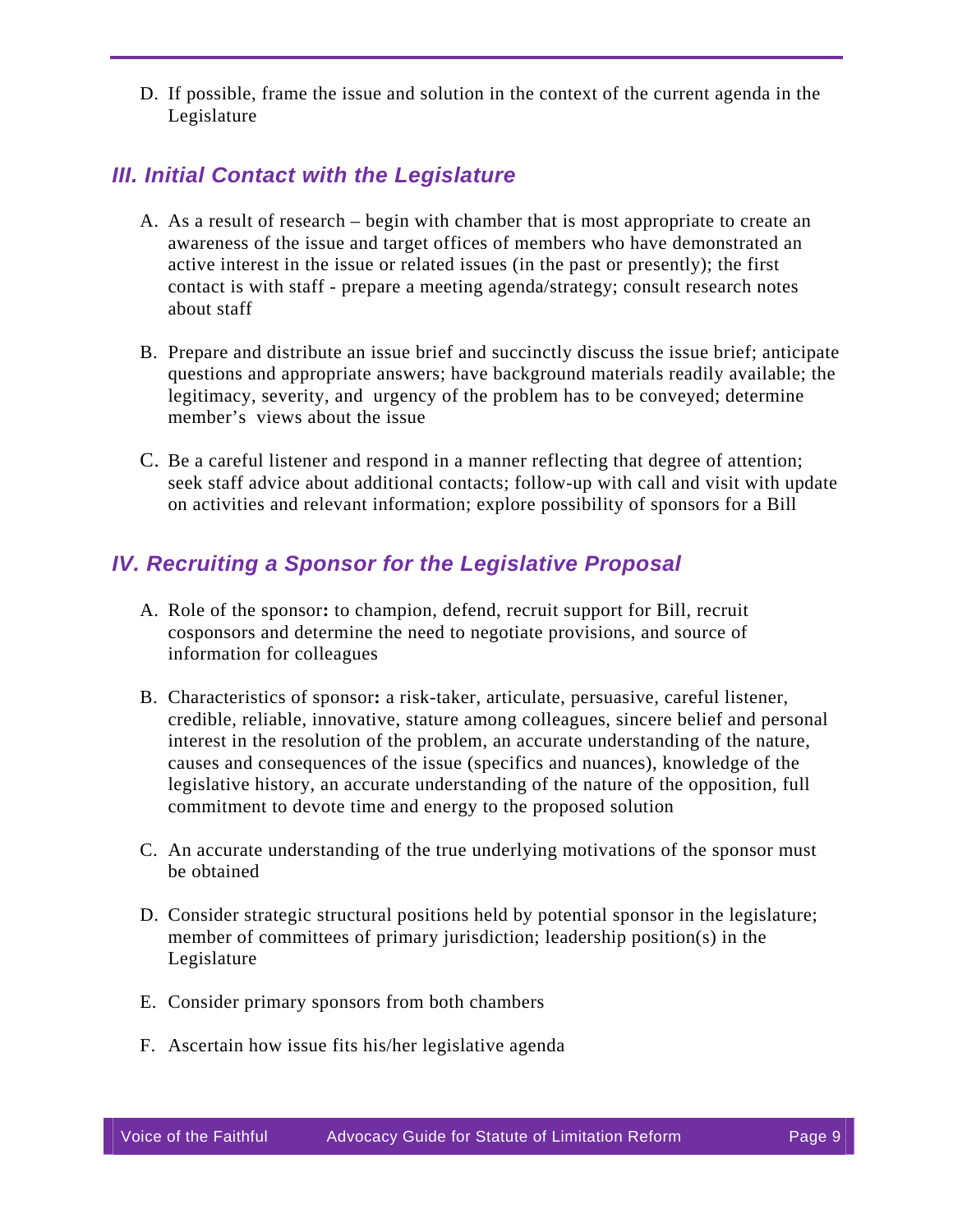D. If possible, frame the issue and solution in the context of the current agenda in the Legislature

## III. Initial Contact with the Legislature

A. As a result of research – begin with chamber that is most appropriate to create an awareness of the issue and target offices of members who have demonstrated an active interest in the issue or related issues (in the past or presently); the first contact is with staff - prepare a meeting agenda/strategy; consult research notes about staff

B. Prepare and distribute an issue brief and succinctly discuss the issue brief; anticipate questions and appropriate answers; have background materials readily available; the legitimacy, severity, and urgency of the problem has to be conveyed; determine member's views about the issue

C. Be a careful listener and respond in a manner reflecting that degree of attention; seek staff advice about additional contacts; follow-up with call and visit with update on activities and relevant information; explore possibility of sponsors for a Bill

## IV. Recruiting a Sponsor for the Legislative Proposal

A. Role of the sponsor**:** to champion, defend, recruit support for Bill, recruit cosponsors and determine the need to negotiate provisions, and source of information for colleagues

B. Characteristics of sponsor**:** a risk-taker, articulate, persuasive, careful listener, credible, reliable, innovative, stature among colleagues, sincere belief and personal interest in the resolution of the problem, an accurate understanding of the nature, causes and consequences of the issue (specifics and nuances), knowledge of the legislative history, an accurate understanding of the nature of the opposition, full commitment to devote time and energy to the proposed solution

C. An accurate understanding of the true underlying motivations of the sponsor must be obtained

D. Consider strategic structural positions held by potential sponsor in the legislature; member of committees of primary jurisdiction; leadership position(s) in the Legislature

E. Consider primary sponsors from both chambers

F. Ascertain how issue fits his/her legislative agenda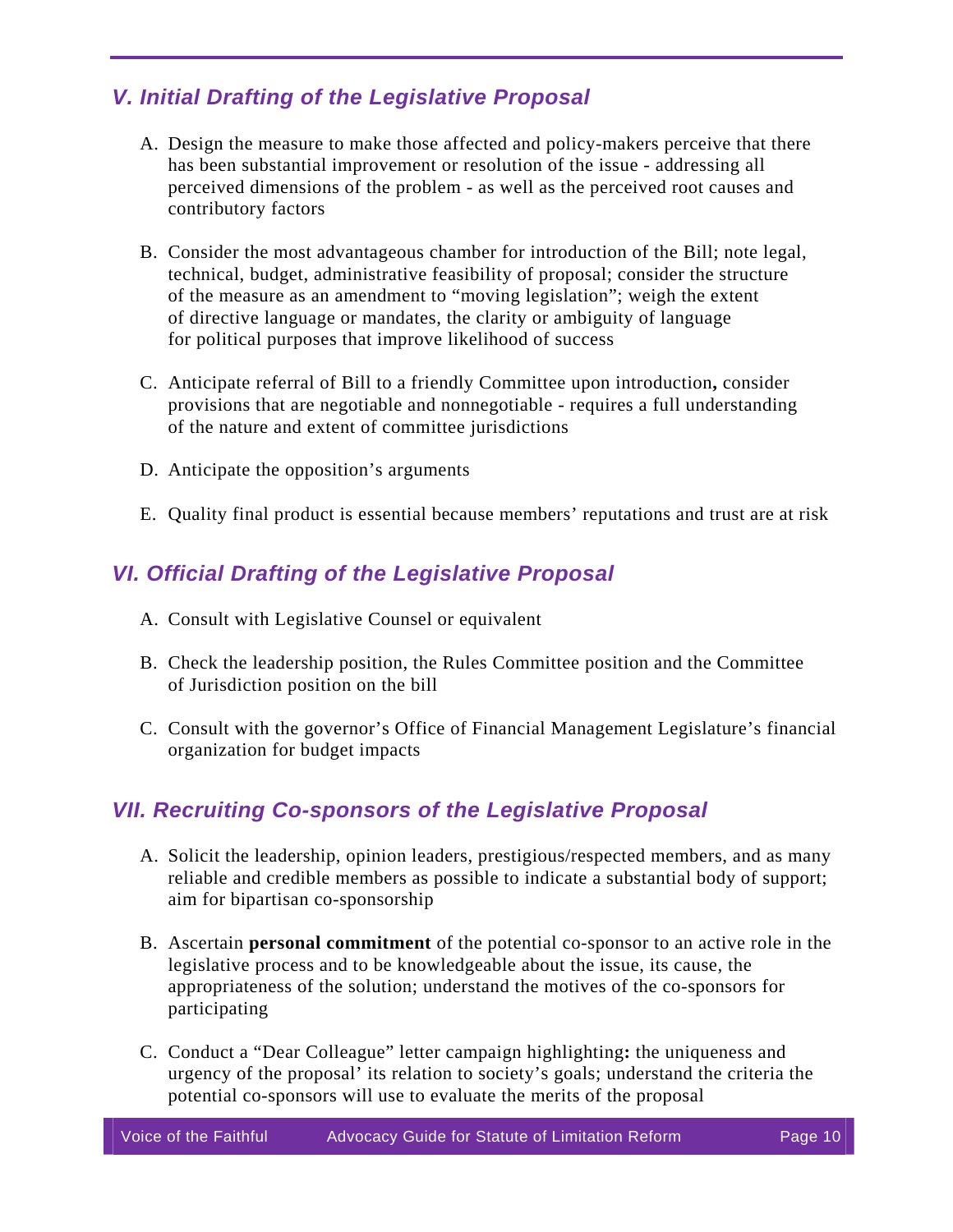## V. Initial Drafting of the Legislative Proposal

A. Design the measure to make those affected and policy-makers perceive that there has been substantial improvement or resolution of the issue - addressing all perceived dimensions of the problem - as well as the perceived root causes and contributory factors

B. Consider the most advantageous chamber for introduction of the Bill; note legal, technical, budget, administrative feasibility of proposal; consider the structure of the measure as an amendment to "moving legislation"; weigh the extent of directive language or mandates, the clarity or ambiguity of language for political purposes that improve likelihood of success

C. Anticipate referral of Bill to a friendly Committee upon introduction**,** consider provisions that are negotiable and nonnegotiable - requires a full understanding of the nature and extent of committee jurisdictions

D. Anticipate the opposition's arguments

E. Quality final product is essential because members' reputations and trust are at risk

## VI. Official Drafting of the Legislative Proposal

A. Consult with Legislative Counsel or equivalent

B. Check the leadership position, the Rules Committee position and the Committee of Jurisdiction position on the bill

C. Consult with the governor's Office of Financial Management Legislature's financial organization for budget impacts

## VII. Recruiting Co-sponsors of the Legislative Proposal

A. Solicit the leadership, opinion leaders, prestigious/respected members, and as many reliable and credible members as possible to indicate a substantial body of support; aim for bipartisan co-sponsorship

B. Ascertain **personal commitment** of the potential co-sponsor to an active role in the legislative process and to be knowledgeable about the issue, its cause, the appropriateness of the solution; understand the motives of the co-sponsors for participating

C. Conduct a "Dear Colleague" letter campaign highlighting**:** the uniqueness and urgency of the proposal' its relation to society's goals; understand the criteria the potential co-sponsors will use to evaluate the merits of the proposal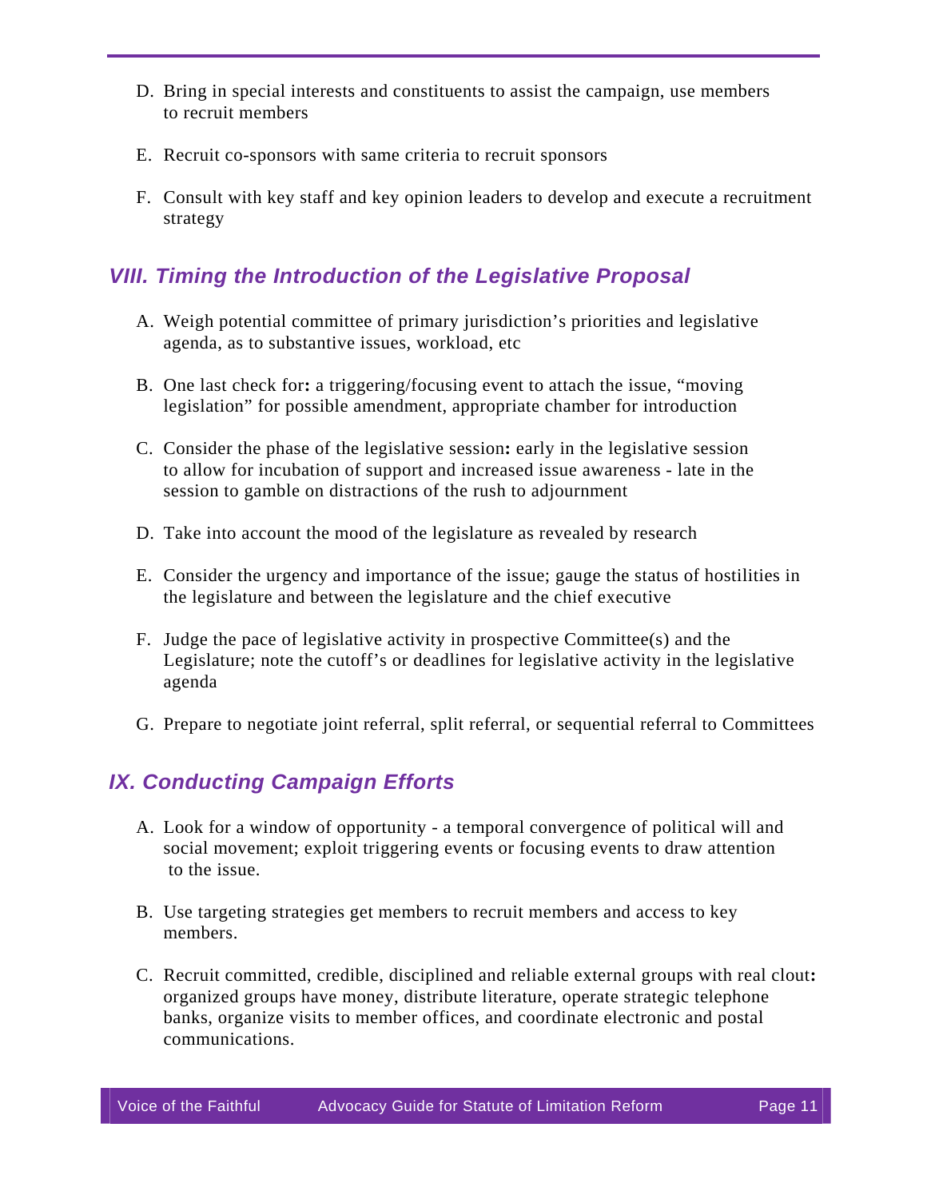D. Bring in special interests and constituents to assist the campaign, use members to recruit members

E. Recruit co-sponsors with same criteria to recruit sponsors

F. Consult with key staff and key opinion leaders to develop and execute a recruitment strategy

## *VIII. Timing the Introduction of the Legislative Proposal*

A. Weigh potential committee of primary jurisdiction's priorities and legislative agenda, as to substantive issues, workload, etc

B. One last check for**:** a triggering/focusing event to attach the issue, "moving legislation" for possible amendment, appropriate chamber for introduction

C. Consider the phase of the legislative session**:** early in the legislative session to allow for incubation of support and increased issue awareness - late in the session to gamble on distractions of the rush to adjournment

D. Take into account the mood of the legislature as revealed by research

E. Consider the urgency and importance of the issue; gauge the status of hostilities in the legislature and between the legislature and the chief executive

F. Judge the pace of legislative activity in prospective Committee(s) and the Legislature; note the cutoff's or deadlines for legislative activity in the legislative agenda

G. Prepare to negotiate joint referral, split referral, or sequential referral to Committees

## *IX. Conducting Campaign Efforts*

A. Look for a window of opportunity - a temporal convergence of political will and social movement; exploit triggering events or focusing events to draw attention to the issue.

B. Use targeting strategies get members to recruit members and access to key members.

C. Recruit committed, credible, disciplined and reliable external groups with real clout**:** organized groups have money, distribute literature, operate strategic telephone banks, organize visits to member offices, and coordinate electronic and postal communications.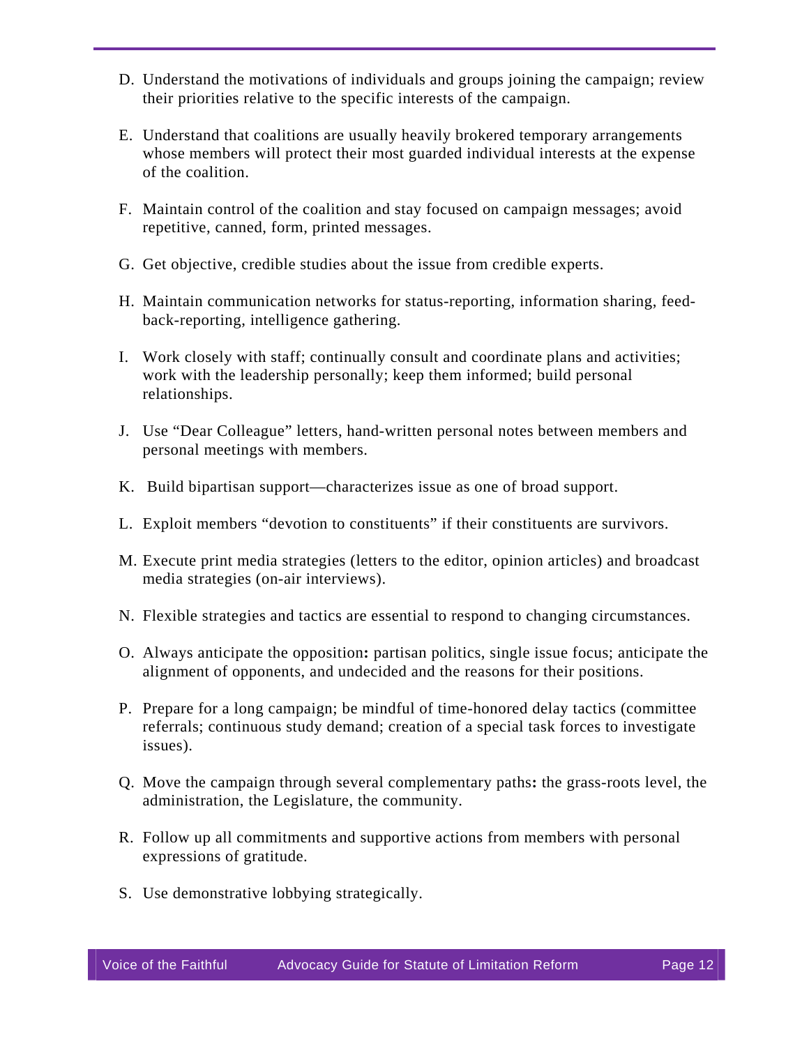D. Understand the motivations of individuals and groups joining the campaign; review their priorities relative to the specific interests of the campaign.

E. Understand that coalitions are usually heavily brokered temporary arrangements whose members will protect their most guarded individual interests at the expense of the coalition.

F. Maintain control of the coalition and stay focused on campaign messages; avoid repetitive, canned, form, printed messages.

G. Get objective, credible studies about the issue from credible experts.

H. Maintain communication networks for status-reporting, information sharing, feed-back-reporting, intelligence gathering.

I. Work closely with staff; continually consult and coordinate plans and activities; work with the leadership personally; keep them informed; build personal relationships.

J. Use "Dear Colleague" letters, hand-written personal notes between members and personal meetings with members.

K. Build bipartisan support—characterizes issue as one of broad support.

L. Exploit members "devotion to constituents" if their constituents are survivors.

M. Execute print media strategies (letters to the editor, opinion articles) and broadcast media strategies (on-air interviews).

N. Flexible strategies and tactics are essential to respond to changing circumstances.

O. Always anticipate the opposition**:** partisan politics, single issue focus; anticipate the alignment of opponents, and undecided and the reasons for their positions.

P. Prepare for a long campaign; be mindful of time-honored delay tactics (committee referrals; continuous study demand; creation of a special task forces to investigate issues).

Q. Move the campaign through several complementary paths**:** the grass-roots level, the administration, the Legislature, the community.

R. Follow up all commitments and supportive actions from members with personal expressions of gratitude.

S. Use demonstrative lobbying strategically.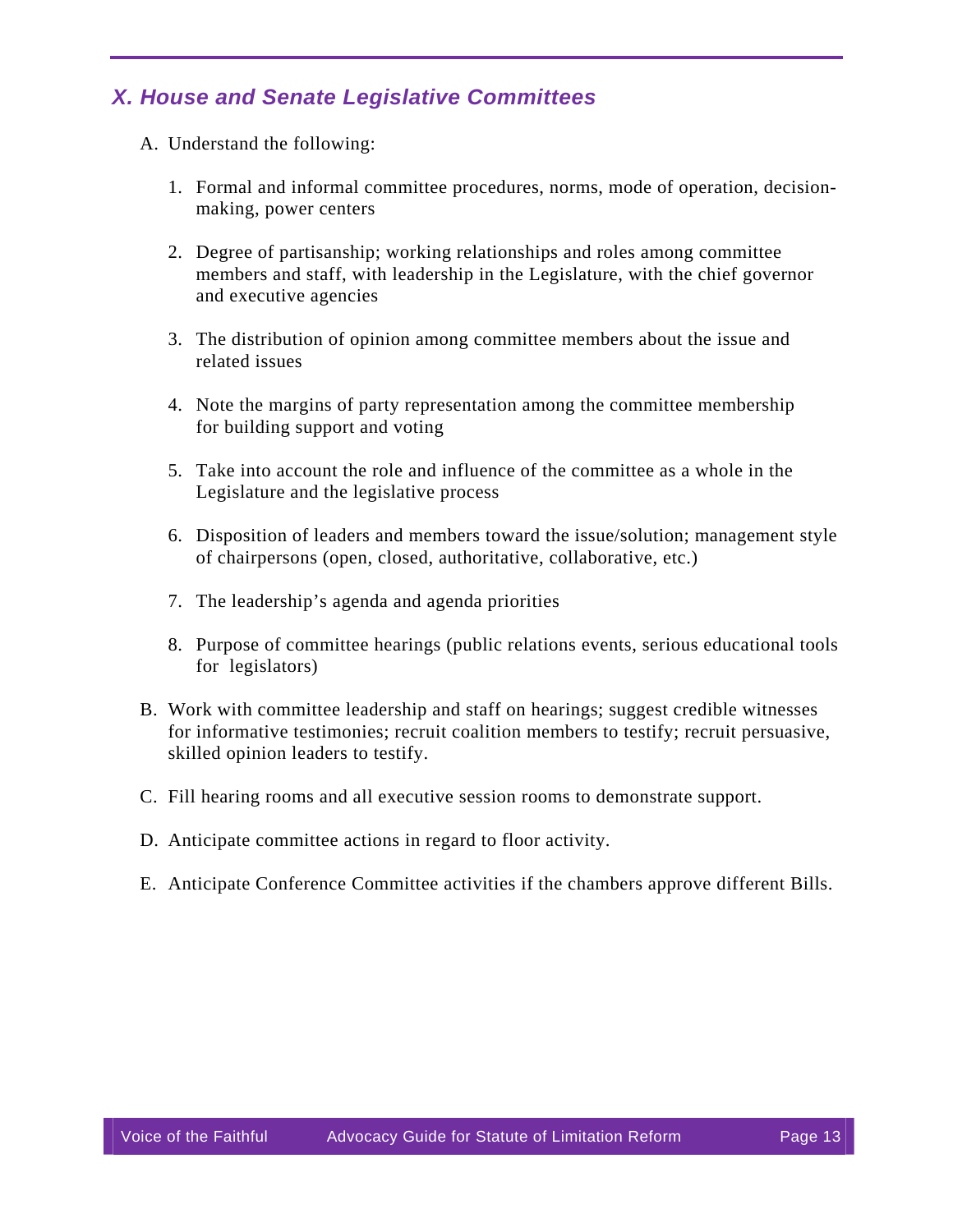## *X. House and Senate Legislative Committees*

A. Understand the following:

1. Formal and informal committee procedures, norms, mode of operation, decision-making, power centers

2. Degree of partisanship; working relationships and roles among committee members and staff, with leadership in the Legislature, with the chief governor and executive agencies

3. The distribution of opinion among committee members about the issue and related issues

4. Note the margins of party representation among the committee membership for building support and voting

5. Take into account the role and influence of the committee as a whole in the Legislature and the legislative process

6. Disposition of leaders and members toward the issue/solution; management style of chairpersons (open, closed, authoritative, collaborative, etc.)

7. The leadership's agenda and agenda priorities

8. Purpose of committee hearings (public relations events, serious educational tools for legislators)

B. Work with committee leadership and staff on hearings; suggest credible witnesses for informative testimonies; recruit coalition members to testify; recruit persuasive, skilled opinion leaders to testify.

C. Fill hearing rooms and all executive session rooms to demonstrate support.

D. Anticipate committee actions in regard to floor activity.

E. Anticipate Conference Committee activities if the chambers approve different Bills.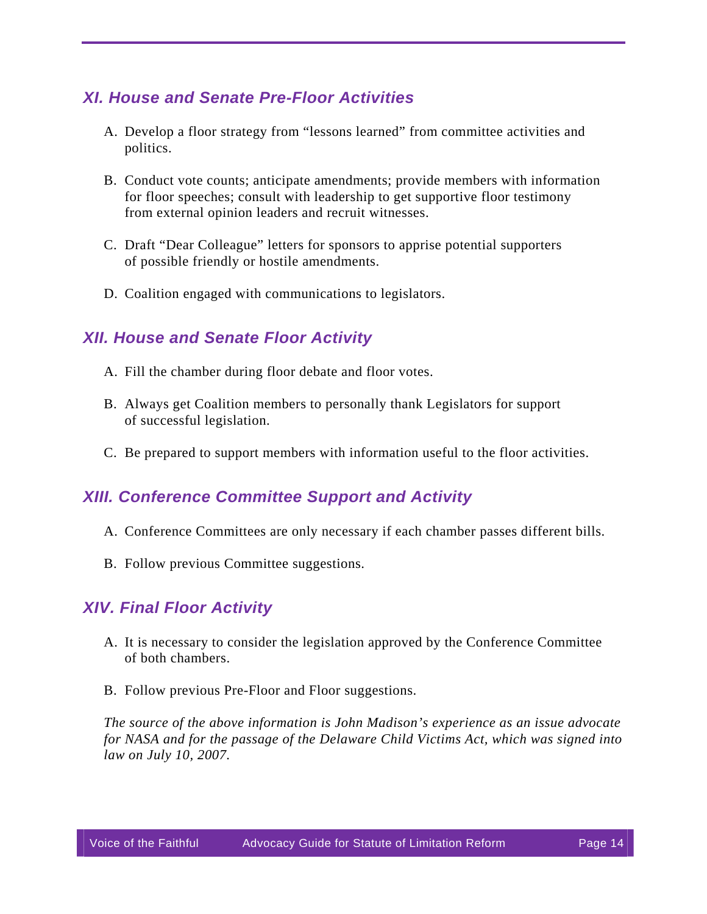## *XI. House and Senate Pre-Floor Activities*

A. Develop a floor strategy from "lessons learned" from committee activities and politics.

B. Conduct vote counts; anticipate amendments; provide members with information for floor speeches; consult with leadership to get supportive floor testimony from external opinion leaders and recruit witnesses.

C. Draft "Dear Colleague" letters for sponsors to apprise potential supporters of possible friendly or hostile amendments.

D. Coalition engaged with communications to legislators.

## *XII. House and Senate Floor Activity*

A. Fill the chamber during floor debate and floor votes.

B. Always get Coalition members to personally thank Legislators for support of successful legislation.

C. Be prepared to support members with information useful to the floor activities.

## *XIII. Conference Committee Support and Activity*

A. Conference Committees are only necessary if each chamber passes different bills.

B. Follow previous Committee suggestions.

## *XIV. Final Floor Activity*

A. It is necessary to consider the legislation approved by the Conference Committee of both chambers.

B. Follow previous Pre-Floor and Floor suggestions.

*The source of the above information is John Madison's experience as an issue advocate for NASA and for the passage of the Delaware Child Victims Act, which was signed into law on July 10, 2007.*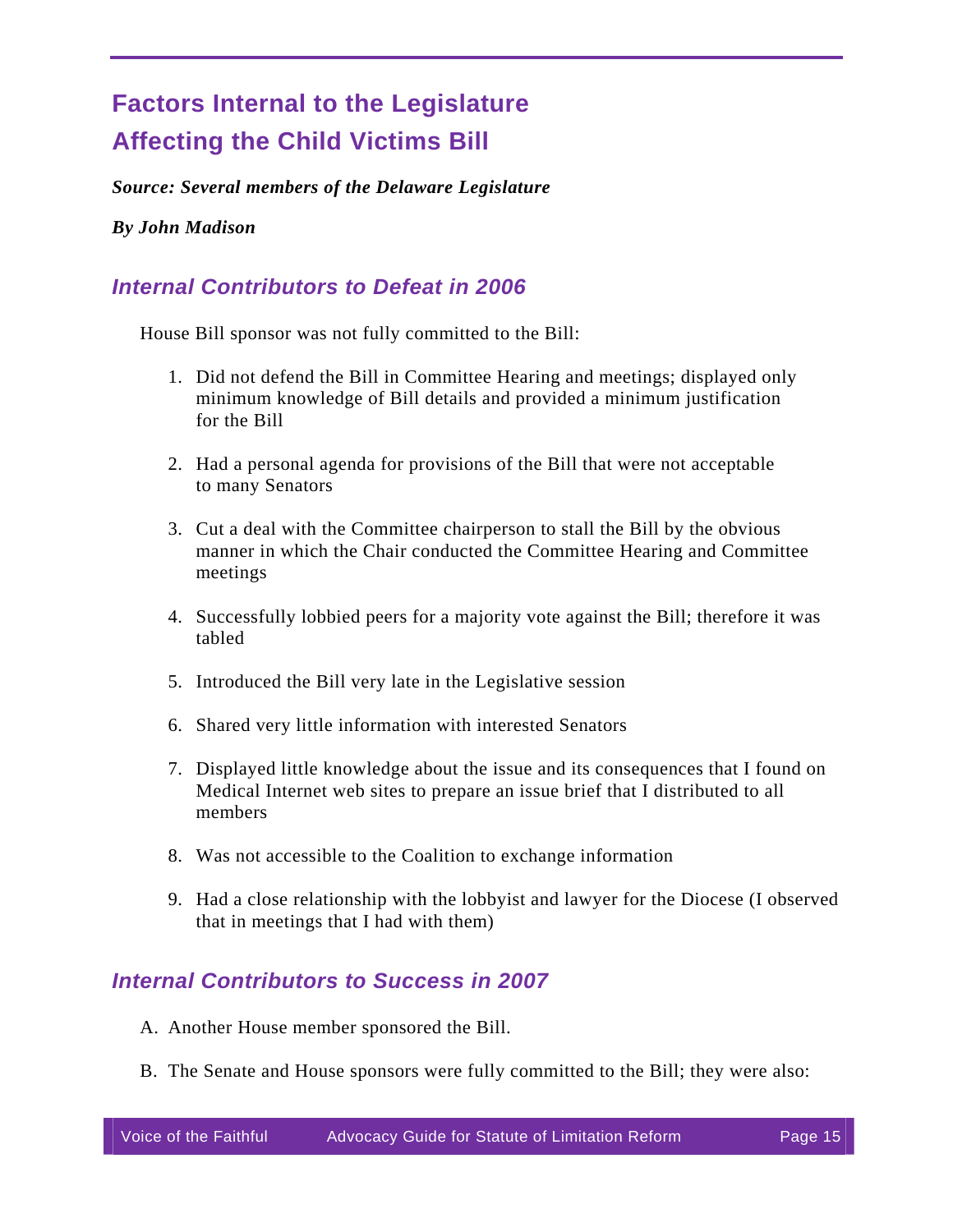# Factors Internal to the Legislature Affecting the Child Victims Bill

***Source: Several members of the Delaware Legislature***

***By John Madison***

## *Internal Contributors to Defeat in 2006*

House Bill sponsor was not fully committed to the Bill:

1. Did not defend the Bill in Committee Hearing and meetings; displayed only minimum knowledge of Bill details and provided a minimum justification for the Bill
2. Had a personal agenda for provisions of the Bill that were not acceptable to many Senators
3. Cut a deal with the Committee chairperson to stall the Bill by the obvious manner in which the Chair conducted the Committee Hearing and Committee meetings
4. Successfully lobbied peers for a majority vote against the Bill; therefore it was tabled
5. Introduced the Bill very late in the Legislative session
6. Shared very little information with interested Senators
7. Displayed little knowledge about the issue and its consequences that I found on Medical Internet web sites to prepare an issue brief that I distributed to all members
8. Was not accessible to the Coalition to exchange information
9. Had a close relationship with the lobbyist and lawyer for the Diocese (I observed that in meetings that I had with them)

## *Internal Contributors to Success in 2007*

A. Another House member sponsored the Bill.

B. The Senate and House sponsors were fully committed to the Bill; they were also: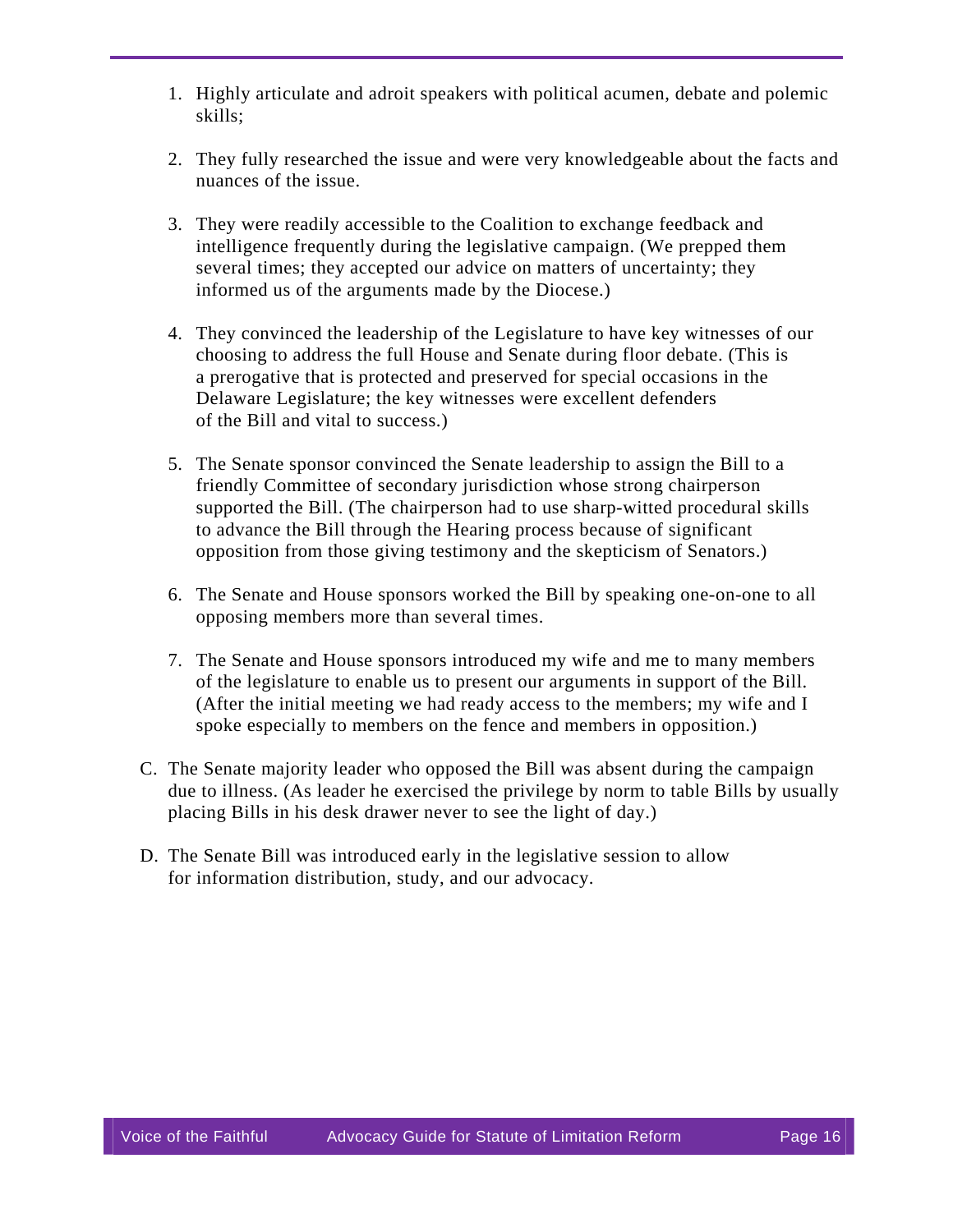1. Highly articulate and adroit speakers with political acumen, debate and polemic skills;

2. They fully researched the issue and were very knowledgeable about the facts and nuances of the issue.

3. They were readily accessible to the Coalition to exchange feedback and intelligence frequently during the legislative campaign. (We prepped them several times; they accepted our advice on matters of uncertainty; they informed us of the arguments made by the Diocese.)

4. They convinced the leadership of the Legislature to have key witnesses of our choosing to address the full House and Senate during floor debate. (This is a prerogative that is protected and preserved for special occasions in the Delaware Legislature; the key witnesses were excellent defenders of the Bill and vital to success.)

5. The Senate sponsor convinced the Senate leadership to assign the Bill to a friendly Committee of secondary jurisdiction whose strong chairperson supported the Bill. (The chairperson had to use sharp-witted procedural skills to advance the Bill through the Hearing process because of significant opposition from those giving testimony and the skepticism of Senators.)

6. The Senate and House sponsors worked the Bill by speaking one-on-one to all opposing members more than several times.

7. The Senate and House sponsors introduced my wife and me to many members of the legislature to enable us to present our arguments in support of the Bill. (After the initial meeting we had ready access to the members; my wife and I spoke especially to members on the fence and members in opposition.)

C. The Senate majority leader who opposed the Bill was absent during the campaign due to illness. (As leader he exercised the privilege by norm to table Bills by usually placing Bills in his desk drawer never to see the light of day.)

D. The Senate Bill was introduced early in the legislative session to allow for information distribution, study, and our advocacy.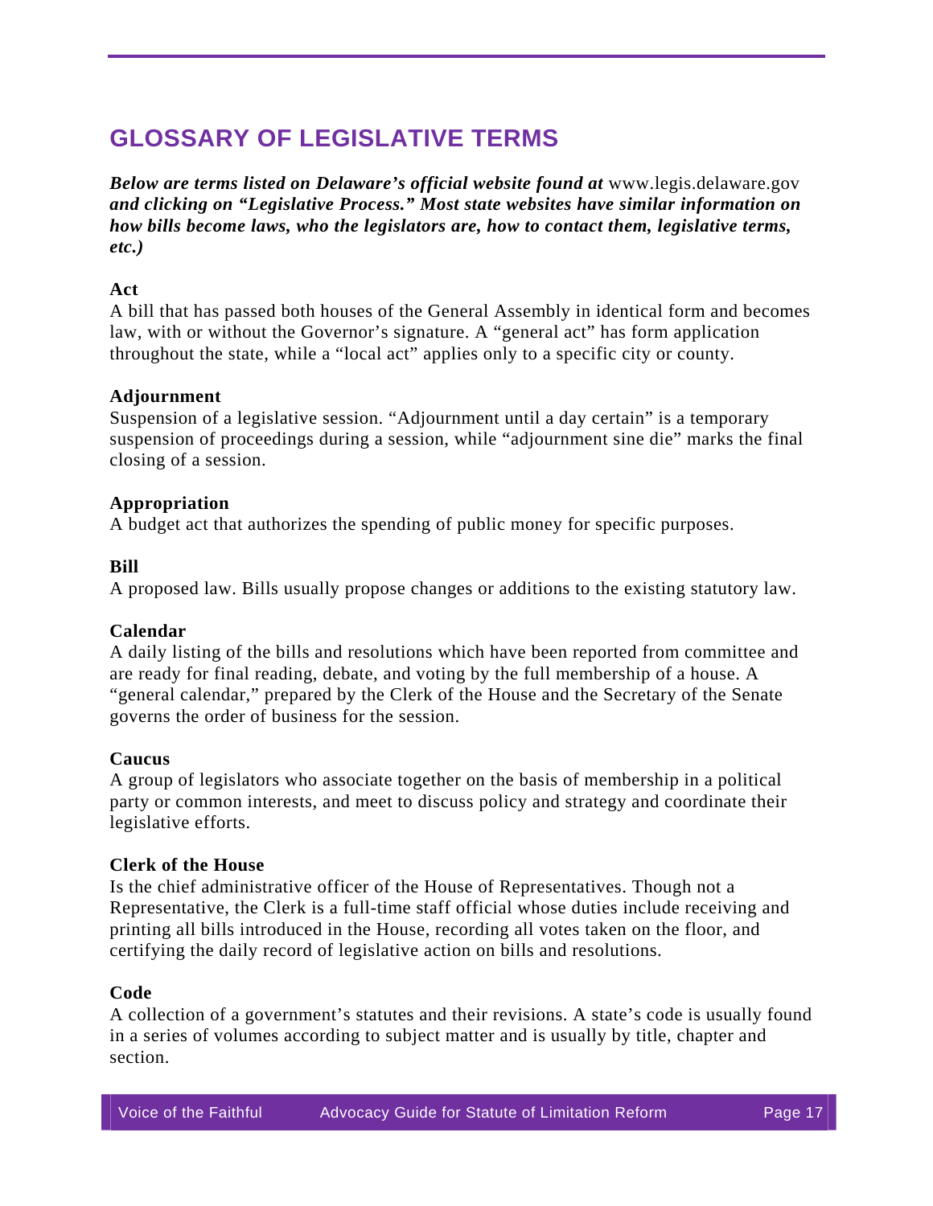## GLOSSARY OF LEGISLATIVE TERMS

***Below are terms listed on Delaware's official website found at*** www.legis.delaware.gov ***and clicking on "Legislative Process." Most state websites have similar information on how bills become laws, who the legislators are, how to contact them, legislative terms, etc.)***

**Act**
A bill that has passed both houses of the General Assembly in identical form and becomes law, with or without the Governor's signature. A "general act" has form application throughout the state, while a "local act" applies only to a specific city or county.

**Adjournment**
Suspension of a legislative session. "Adjournment until a day certain" is a temporary suspension of proceedings during a session, while "adjournment sine die" marks the final closing of a session.

**Appropriation**
A budget act that authorizes the spending of public money for specific purposes.

**Bill**
A proposed law. Bills usually propose changes or additions to the existing statutory law.

**Calendar**
A daily listing of the bills and resolutions which have been reported from committee and are ready for final reading, debate, and voting by the full membership of a house. A "general calendar," prepared by the Clerk of the House and the Secretary of the Senate governs the order of business for the session.

**Caucus**
A group of legislators who associate together on the basis of membership in a political party or common interests, and meet to discuss policy and strategy and coordinate their legislative efforts.

**Clerk of the House**
Is the chief administrative officer of the House of Representatives. Though not a Representative, the Clerk is a full-time staff official whose duties include receiving and printing all bills introduced in the House, recording all votes taken on the floor, and certifying the daily record of legislative action on bills and resolutions.

**Code**
A collection of a government's statutes and their revisions. A state's code is usually found in a series of volumes according to subject matter and is usually by title, chapter and section.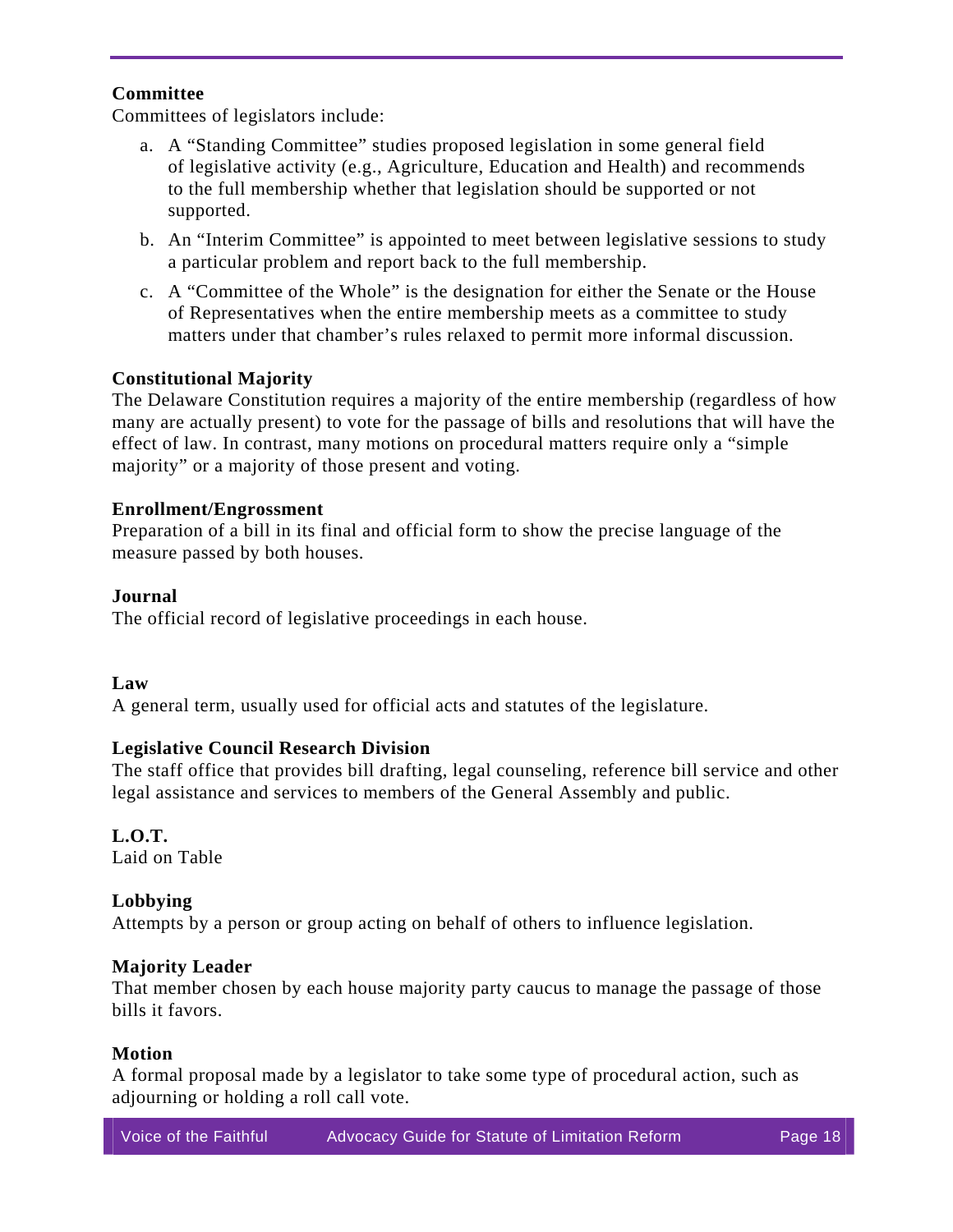**Committee**

Committees of legislators include:

a. A "Standing Committee" studies proposed legislation in some general field of legislative activity (e.g., Agriculture, Education and Health) and recommends to the full membership whether that legislation should be supported or not supported.

b. An "Interim Committee" is appointed to meet between legislative sessions to study a particular problem and report back to the full membership.

c. A "Committee of the Whole" is the designation for either the Senate or the House of Representatives when the entire membership meets as a committee to study matters under that chamber's rules relaxed to permit more informal discussion.

**Constitutional Majority**

The Delaware Constitution requires a majority of the entire membership (regardless of how many are actually present) to vote for the passage of bills and resolutions that will have the effect of law. In contrast, many motions on procedural matters require only a "simple majority" or a majority of those present and voting.

**Enrollment/Engrossment**

Preparation of a bill in its final and official form to show the precise language of the measure passed by both houses.

**Journal**

The official record of legislative proceedings in each house.

**Law**

A general term, usually used for official acts and statutes of the legislature.

**Legislative Council Research Division**

The staff office that provides bill drafting, legal counseling, reference bill service and other legal assistance and services to members of the General Assembly and public.

**L.O.T.**

Laid on Table

**Lobbying**

Attempts by a person or group acting on behalf of others to influence legislation.

**Majority Leader**

That member chosen by each house majority party caucus to manage the passage of those bills it favors.

**Motion**

A formal proposal made by a legislator to take some type of procedural action, such as adjourning or holding a roll call vote.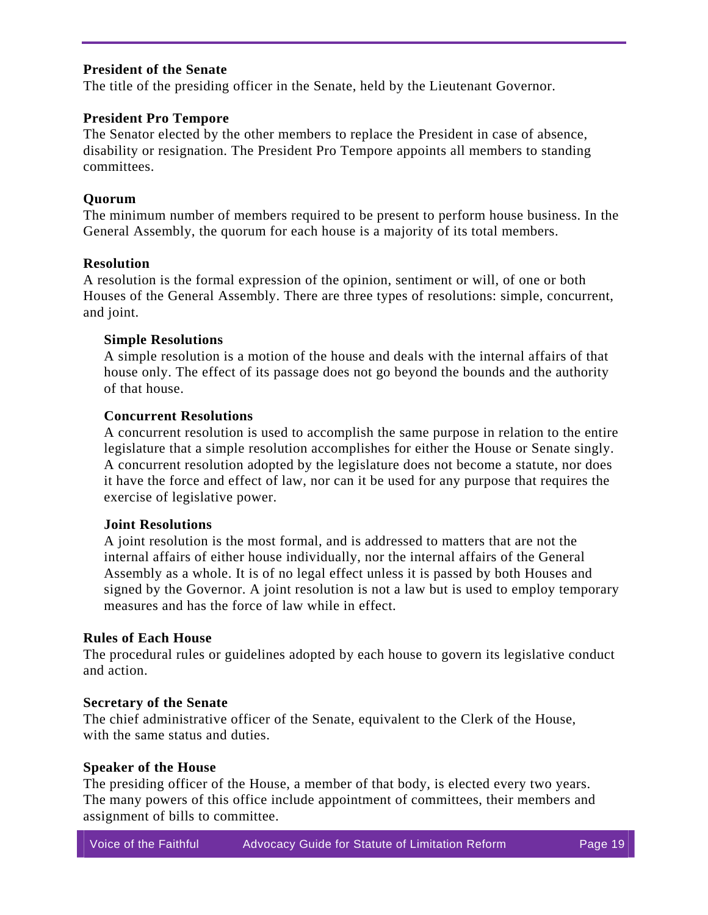**President of the Senate**
The title of the presiding officer in the Senate, held by the Lieutenant Governor.

**President Pro Tempore**
The Senator elected by the other members to replace the President in case of absence, disability or resignation. The President Pro Tempore appoints all members to standing committees.

**Quorum**
The minimum number of members required to be present to perform house business. In the General Assembly, the quorum for each house is a majority of its total members.

**Resolution**
A resolution is the formal expression of the opinion, sentiment or will, of one or both Houses of the General Assembly. There are three types of resolutions: simple, concurrent, and joint.

> **Simple Resolutions**
> A simple resolution is a motion of the house and deals with the internal affairs of that house only. The effect of its passage does not go beyond the bounds and the authority of that house.
>
> **Concurrent Resolutions**
> A concurrent resolution is used to accomplish the same purpose in relation to the entire legislature that a simple resolution accomplishes for either the House or Senate singly. A concurrent resolution adopted by the legislature does not become a statute, nor does it have the force and effect of law, nor can it be used for any purpose that requires the exercise of legislative power.
>
> **Joint Resolutions**
> A joint resolution is the most formal, and is addressed to matters that are not the internal affairs of either house individually, nor the internal affairs of the General Assembly as a whole. It is of no legal effect unless it is passed by both Houses and signed by the Governor. A joint resolution is not a law but is used to employ temporary measures and has the force of law while in effect.

**Rules of Each House**
The procedural rules or guidelines adopted by each house to govern its legislative conduct and action.

**Secretary of the Senate**
The chief administrative officer of the Senate, equivalent to the Clerk of the House, with the same status and duties.

**Speaker of the House**
The presiding officer of the House, a member of that body, is elected every two years. The many powers of this office include appointment of committees, their members and assignment of bills to committee.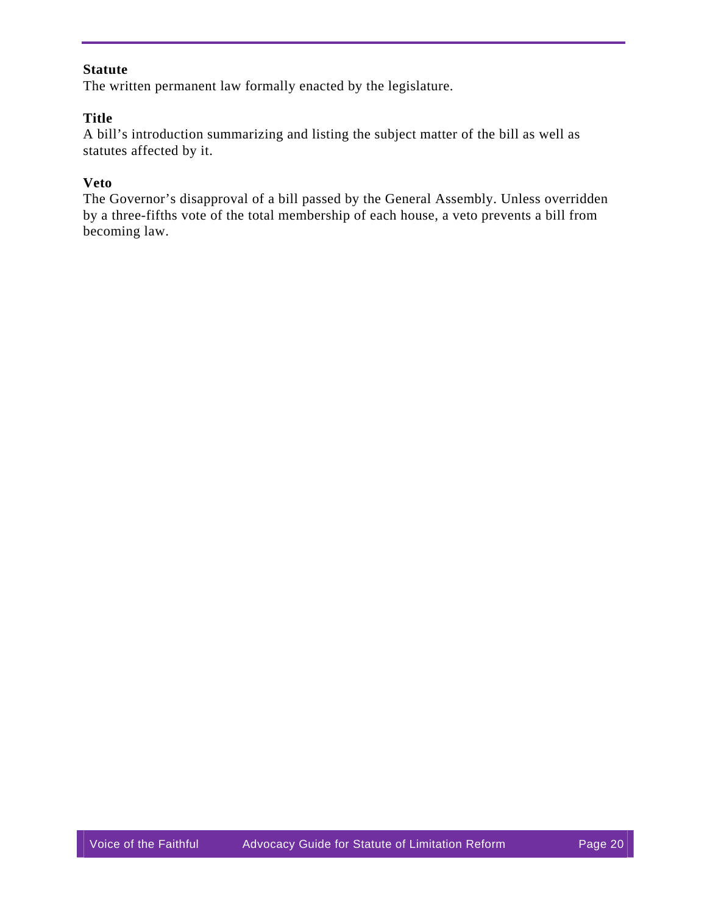**Statute**
The written permanent law formally enacted by the legislature.

**Title**
A bill's introduction summarizing and listing the subject matter of the bill as well as statutes affected by it.

**Veto**
The Governor's disapproval of a bill passed by the General Assembly. Unless overridden by a three-fifths vote of the total membership of each house, a veto prevents a bill from becoming law.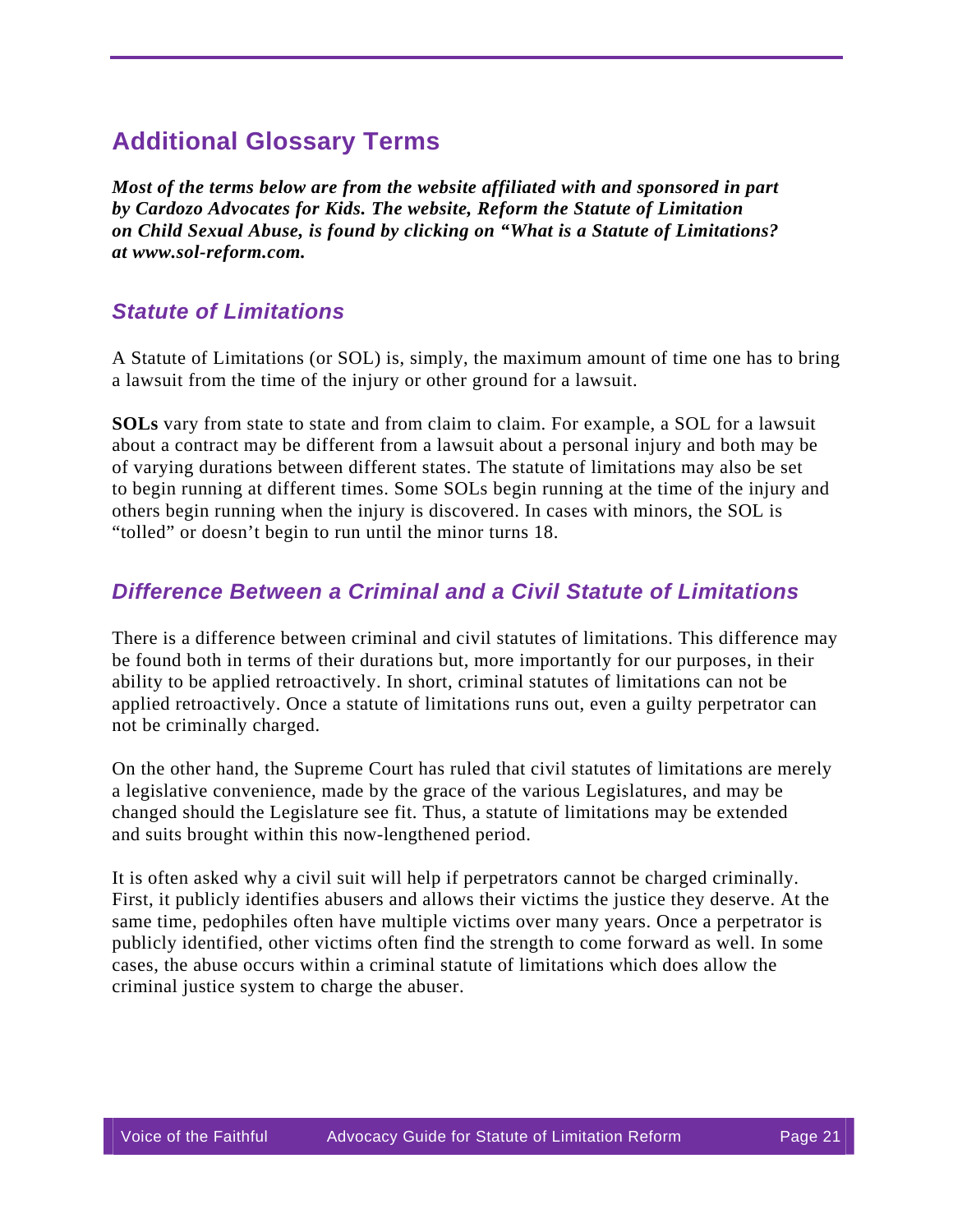## Additional Glossary Terms

***Most of the terms below are from the website affiliated with and sponsored in part by Cardozo Advocates for Kids. The website, Reform the Statute of Limitation on Child Sexual Abuse, is found by clicking on "What is a Statute of Limitations? at www.sol-reform.com.***

### *Statute of Limitations*

A Statute of Limitations (or SOL) is, simply, the maximum amount of time one has to bring a lawsuit from the time of the injury or other ground for a lawsuit.

**SOLs** vary from state to state and from claim to claim. For example, a SOL for a lawsuit about a contract may be different from a lawsuit about a personal injury and both may be of varying durations between different states. The statute of limitations may also be set to begin running at different times. Some SOLs begin running at the time of the injury and others begin running when the injury is discovered. In cases with minors, the SOL is "tolled" or doesn't begin to run until the minor turns 18.

### *Difference Between a Criminal and a Civil Statute of Limitations*

There is a difference between criminal and civil statutes of limitations. This difference may be found both in terms of their durations but, more importantly for our purposes, in their ability to be applied retroactively. In short, criminal statutes of limitations can not be applied retroactively. Once a statute of limitations runs out, even a guilty perpetrator can not be criminally charged.

On the other hand, the Supreme Court has ruled that civil statutes of limitations are merely a legislative convenience, made by the grace of the various Legislatures, and may be changed should the Legislature see fit. Thus, a statute of limitations may be extended and suits brought within this now-lengthened period.

It is often asked why a civil suit will help if perpetrators cannot be charged criminally. First, it publicly identifies abusers and allows their victims the justice they deserve. At the same time, pedophiles often have multiple victims over many years. Once a perpetrator is publicly identified, other victims often find the strength to come forward as well. In some cases, the abuse occurs within a criminal statute of limitations which does allow the criminal justice system to charge the abuser.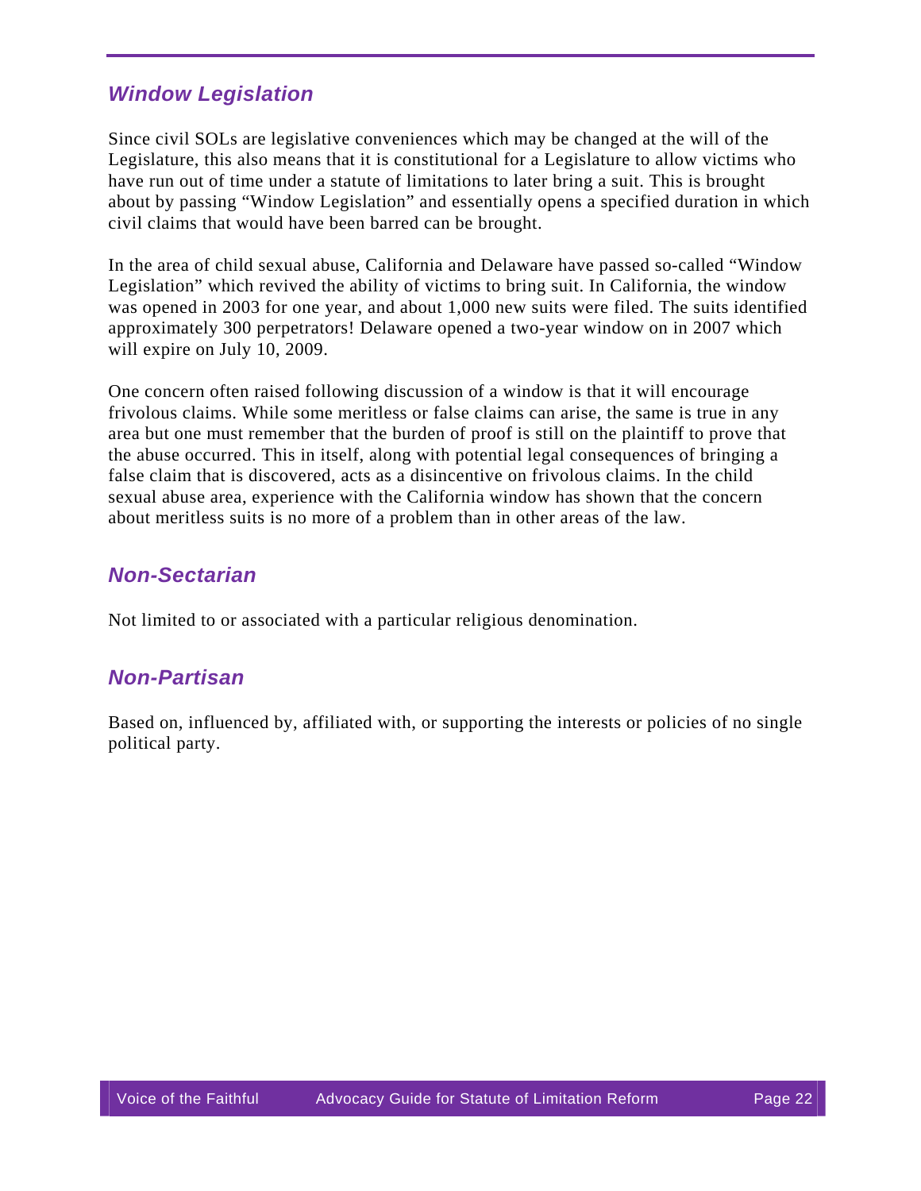### *Window Legislation*

Since civil SOLs are legislative conveniences which may be changed at the will of the Legislature, this also means that it is constitutional for a Legislature to allow victims who have run out of time under a statute of limitations to later bring a suit. This is brought about by passing "Window Legislation" and essentially opens a specified duration in which civil claims that would have been barred can be brought.

In the area of child sexual abuse, California and Delaware have passed so-called "Window Legislation" which revived the ability of victims to bring suit. In California, the window was opened in 2003 for one year, and about 1,000 new suits were filed. The suits identified approximately 300 perpetrators! Delaware opened a two-year window on in 2007 which will expire on July 10, 2009.

One concern often raised following discussion of a window is that it will encourage frivolous claims. While some meritless or false claims can arise, the same is true in any area but one must remember that the burden of proof is still on the plaintiff to prove that the abuse occurred. This in itself, along with potential legal consequences of bringing a false claim that is discovered, acts as a disincentive on frivolous claims. In the child sexual abuse area, experience with the California window has shown that the concern about meritless suits is no more of a problem than in other areas of the law.

### *Non-Sectarian*

Not limited to or associated with a particular religious denomination.

### *Non-Partisan*

Based on, influenced by, affiliated with, or supporting the interests or policies of no single political party.